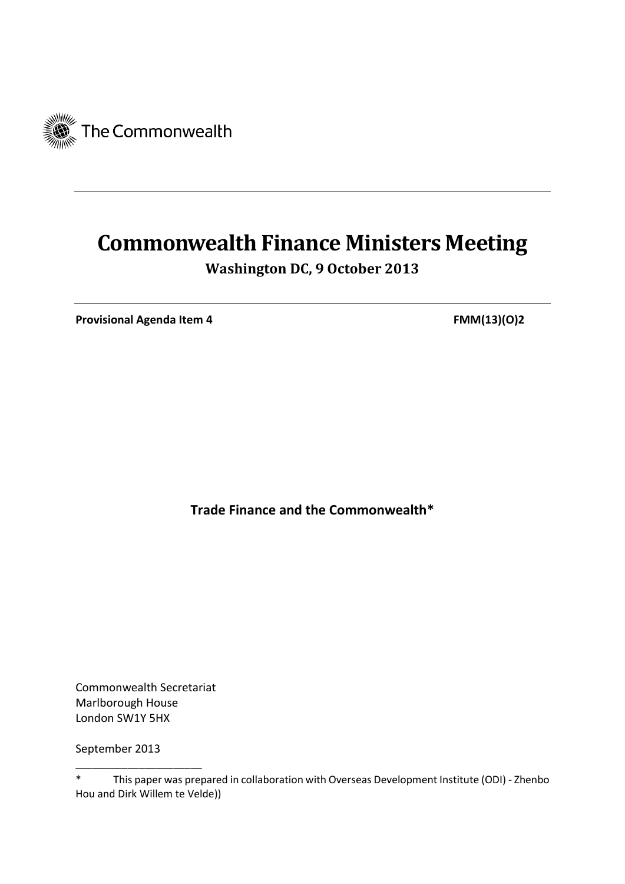The Commonwealth

---

# Commonwealth Finance Ministers Meeting

**Washington DC, 9 October 2013**

---

**Provisional Agenda Item 4** **FMM(13)(O)2**

**Trade Finance and the Commonwealth***

Commonwealth Secretariat
Marlborough House
London SW1Y 5HX

September 2013

_____________________

* This paper was prepared in collaboration with Overseas Development Institute (ODI) - Zhenbo Hou and Dirk Willem te Velde))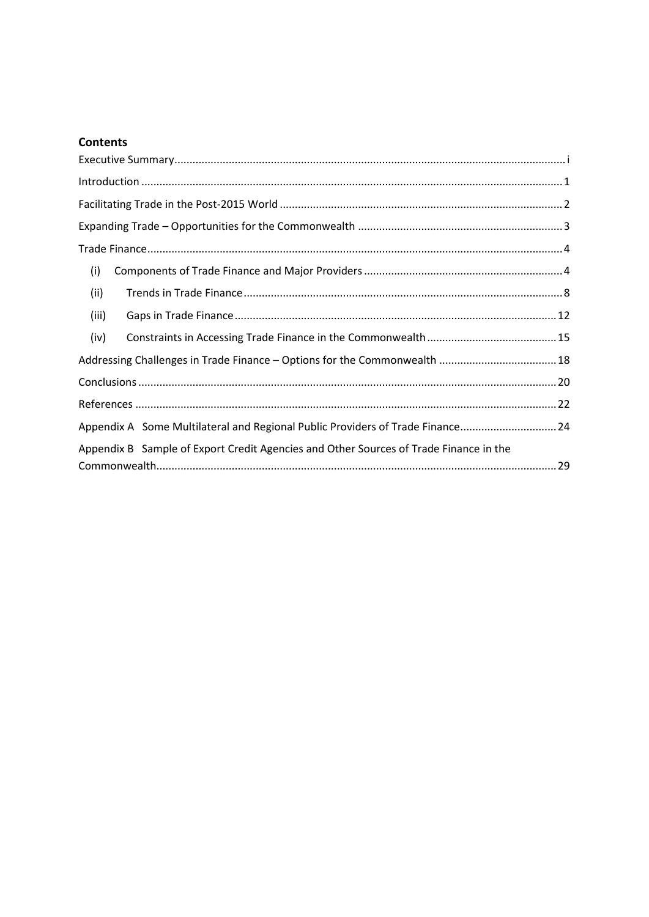## Contents

Executive Summary ........ i

Introduction ........ 1

Facilitating Trade in the Post-2015 World ........ 2

Expanding Trade – Opportunities for the Commonwealth ........ 3

Trade Finance ........ 4

- (i) Components of Trade Finance and Major Providers ........ 4
- (ii) Trends in Trade Finance ........ 8
- (iii) Gaps in Trade Finance ........ 12
- (iv) Constraints in Accessing Trade Finance in the Commonwealth ........ 15

Addressing Challenges in Trade Finance – Options for the Commonwealth ........ 18

Conclusions ........ 20

References ........ 22

Appendix A Some Multilateral and Regional Public Providers of Trade Finance ........ 24

Appendix B Sample of Export Credit Agencies and Other Sources of Trade Finance in the Commonwealth ........ 29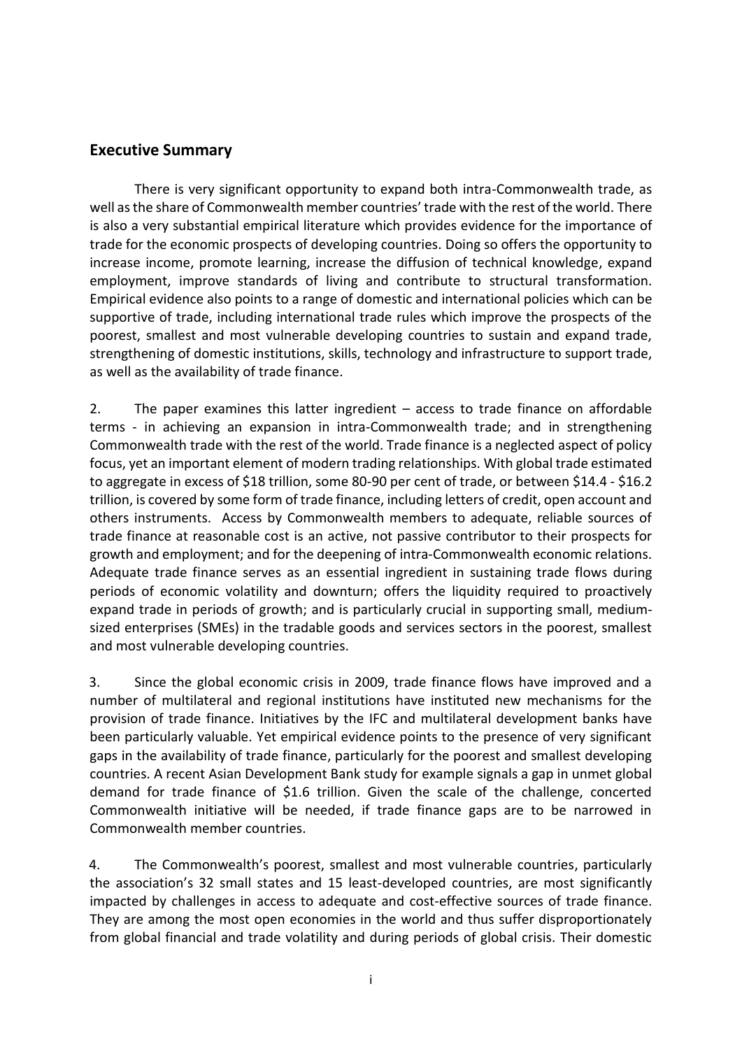## Executive Summary

There is very significant opportunity to expand both intra-Commonwealth trade, as well as the share of Commonwealth member countries' trade with the rest of the world. There is also a very substantial empirical literature which provides evidence for the importance of trade for the economic prospects of developing countries. Doing so offers the opportunity to increase income, promote learning, increase the diffusion of technical knowledge, expand employment, improve standards of living and contribute to structural transformation. Empirical evidence also points to a range of domestic and international policies which can be supportive of trade, including international trade rules which improve the prospects of the poorest, smallest and most vulnerable developing countries to sustain and expand trade, strengthening of domestic institutions, skills, technology and infrastructure to support trade, as well as the availability of trade finance.

2. The paper examines this latter ingredient – access to trade finance on affordable terms - in achieving an expansion in intra-Commonwealth trade; and in strengthening Commonwealth trade with the rest of the world. Trade finance is a neglected aspect of policy focus, yet an important element of modern trading relationships. With global trade estimated to aggregate in excess of \$18 trillion, some 80-90 per cent of trade, or between \$14.4 - \$16.2 trillion, is covered by some form of trade finance, including letters of credit, open account and others instruments. Access by Commonwealth members to adequate, reliable sources of trade finance at reasonable cost is an active, not passive contributor to their prospects for growth and employment; and for the deepening of intra-Commonwealth economic relations. Adequate trade finance serves as an essential ingredient in sustaining trade flows during periods of economic volatility and downturn; offers the liquidity required to proactively expand trade in periods of growth; and is particularly crucial in supporting small, medium-sized enterprises (SMEs) in the tradable goods and services sectors in the poorest, smallest and most vulnerable developing countries.

3. Since the global economic crisis in 2009, trade finance flows have improved and a number of multilateral and regional institutions have instituted new mechanisms for the provision of trade finance. Initiatives by the IFC and multilateral development banks have been particularly valuable. Yet empirical evidence points to the presence of very significant gaps in the availability of trade finance, particularly for the poorest and smallest developing countries. A recent Asian Development Bank study for example signals a gap in unmet global demand for trade finance of \$1.6 trillion. Given the scale of the challenge, concerted Commonwealth initiative will be needed, if trade finance gaps are to be narrowed in Commonwealth member countries.

4. The Commonwealth's poorest, smallest and most vulnerable countries, particularly the association's 32 small states and 15 least-developed countries, are most significantly impacted by challenges in access to adequate and cost-effective sources of trade finance. They are among the most open economies in the world and thus suffer disproportionately from global financial and trade volatility and during periods of global crisis. Their domestic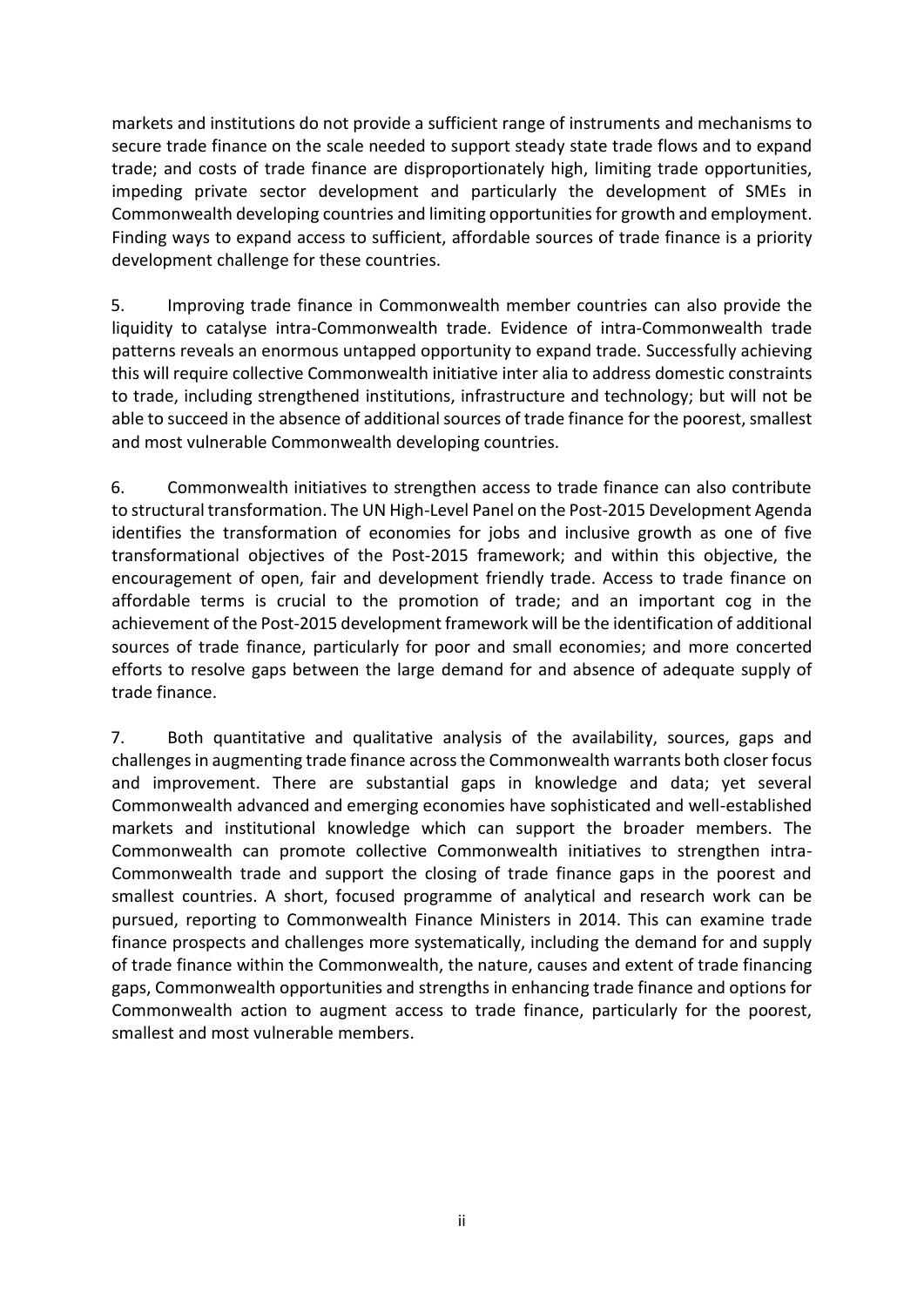markets and institutions do not provide a sufficient range of instruments and mechanisms to secure trade finance on the scale needed to support steady state trade flows and to expand trade; and costs of trade finance are disproportionately high, limiting trade opportunities, impeding private sector development and particularly the development of SMEs in Commonwealth developing countries and limiting opportunities for growth and employment. Finding ways to expand access to sufficient, affordable sources of trade finance is a priority development challenge for these countries.

5. Improving trade finance in Commonwealth member countries can also provide the liquidity to catalyse intra-Commonwealth trade. Evidence of intra-Commonwealth trade patterns reveals an enormous untapped opportunity to expand trade. Successfully achieving this will require collective Commonwealth initiative inter alia to address domestic constraints to trade, including strengthened institutions, infrastructure and technology; but will not be able to succeed in the absence of additional sources of trade finance for the poorest, smallest and most vulnerable Commonwealth developing countries.

6. Commonwealth initiatives to strengthen access to trade finance can also contribute to structural transformation. The UN High-Level Panel on the Post-2015 Development Agenda identifies the transformation of economies for jobs and inclusive growth as one of five transformational objectives of the Post-2015 framework; and within this objective, the encouragement of open, fair and development friendly trade. Access to trade finance on affordable terms is crucial to the promotion of trade; and an important cog in the achievement of the Post-2015 development framework will be the identification of additional sources of trade finance, particularly for poor and small economies; and more concerted efforts to resolve gaps between the large demand for and absence of adequate supply of trade finance.

7. Both quantitative and qualitative analysis of the availability, sources, gaps and challenges in augmenting trade finance across the Commonwealth warrants both closer focus and improvement. There are substantial gaps in knowledge and data; yet several Commonwealth advanced and emerging economies have sophisticated and well-established markets and institutional knowledge which can support the broader members. The Commonwealth can promote collective Commonwealth initiatives to strengthen intra-Commonwealth trade and support the closing of trade finance gaps in the poorest and smallest countries. A short, focused programme of analytical and research work can be pursued, reporting to Commonwealth Finance Ministers in 2014. This can examine trade finance prospects and challenges more systematically, including the demand for and supply of trade finance within the Commonwealth, the nature, causes and extent of trade financing gaps, Commonwealth opportunities and strengths in enhancing trade finance and options for Commonwealth action to augment access to trade finance, particularly for the poorest, smallest and most vulnerable members.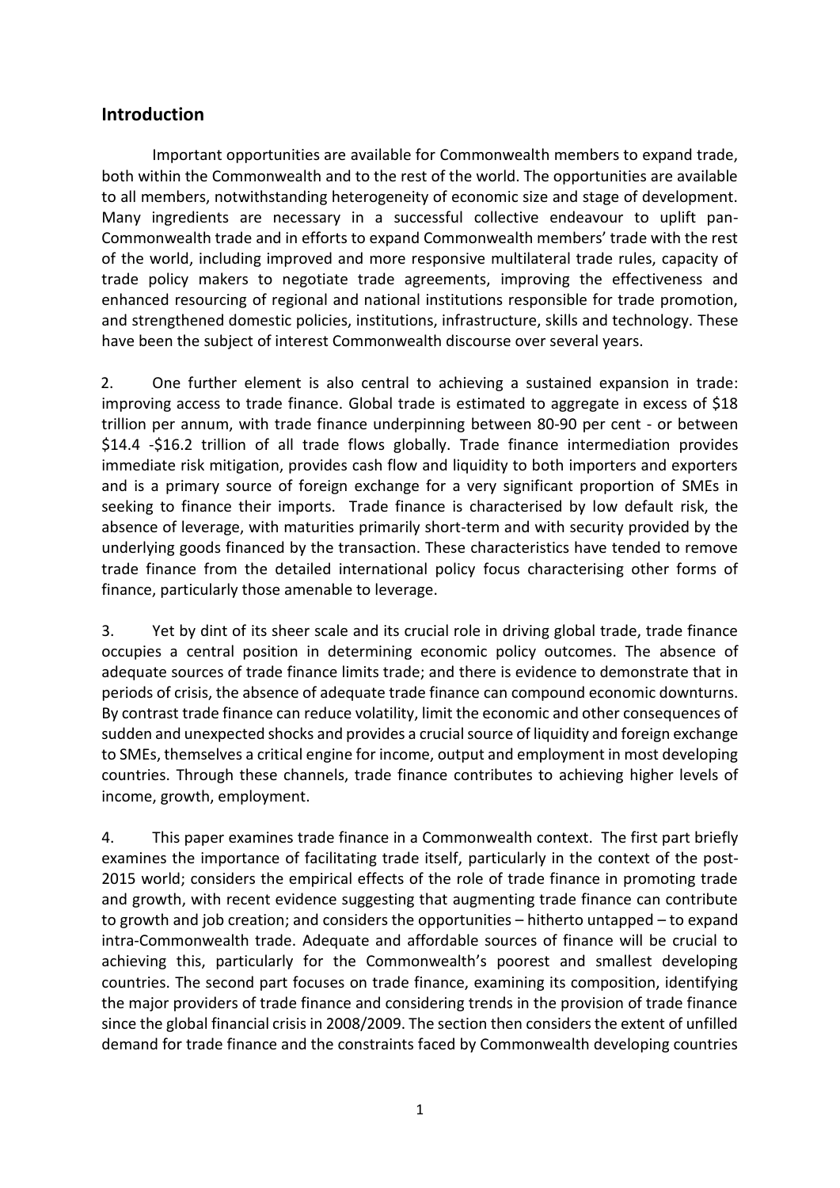## Introduction

Important opportunities are available for Commonwealth members to expand trade, both within the Commonwealth and to the rest of the world. The opportunities are available to all members, notwithstanding heterogeneity of economic size and stage of development. Many ingredients are necessary in a successful collective endeavour to uplift pan-Commonwealth trade and in efforts to expand Commonwealth members' trade with the rest of the world, including improved and more responsive multilateral trade rules, capacity of trade policy makers to negotiate trade agreements, improving the effectiveness and enhanced resourcing of regional and national institutions responsible for trade promotion, and strengthened domestic policies, institutions, infrastructure, skills and technology. These have been the subject of interest Commonwealth discourse over several years.

2. One further element is also central to achieving a sustained expansion in trade: improving access to trade finance. Global trade is estimated to aggregate in excess of $18 trillion per annum, with trade finance underpinning between 80-90 per cent - or between $14.4 -$16.2 trillion of all trade flows globally. Trade finance intermediation provides immediate risk mitigation, provides cash flow and liquidity to both importers and exporters and is a primary source of foreign exchange for a very significant proportion of SMEs in seeking to finance their imports. Trade finance is characterised by low default risk, the absence of leverage, with maturities primarily short-term and with security provided by the underlying goods financed by the transaction. These characteristics have tended to remove trade finance from the detailed international policy focus characterising other forms of finance, particularly those amenable to leverage.

3. Yet by dint of its sheer scale and its crucial role in driving global trade, trade finance occupies a central position in determining economic policy outcomes. The absence of adequate sources of trade finance limits trade; and there is evidence to demonstrate that in periods of crisis, the absence of adequate trade finance can compound economic downturns. By contrast trade finance can reduce volatility, limit the economic and other consequences of sudden and unexpected shocks and provides a crucial source of liquidity and foreign exchange to SMEs, themselves a critical engine for income, output and employment in most developing countries. Through these channels, trade finance contributes to achieving higher levels of income, growth, employment.

4. This paper examines trade finance in a Commonwealth context. The first part briefly examines the importance of facilitating trade itself, particularly in the context of the post-2015 world; considers the empirical effects of the role of trade finance in promoting trade and growth, with recent evidence suggesting that augmenting trade finance can contribute to growth and job creation; and considers the opportunities – hitherto untapped – to expand intra-Commonwealth trade. Adequate and affordable sources of finance will be crucial to achieving this, particularly for the Commonwealth's poorest and smallest developing countries. The second part focuses on trade finance, examining its composition, identifying the major providers of trade finance and considering trends in the provision of trade finance since the global financial crisis in 2008/2009. The section then considers the extent of unfilled demand for trade finance and the constraints faced by Commonwealth developing countries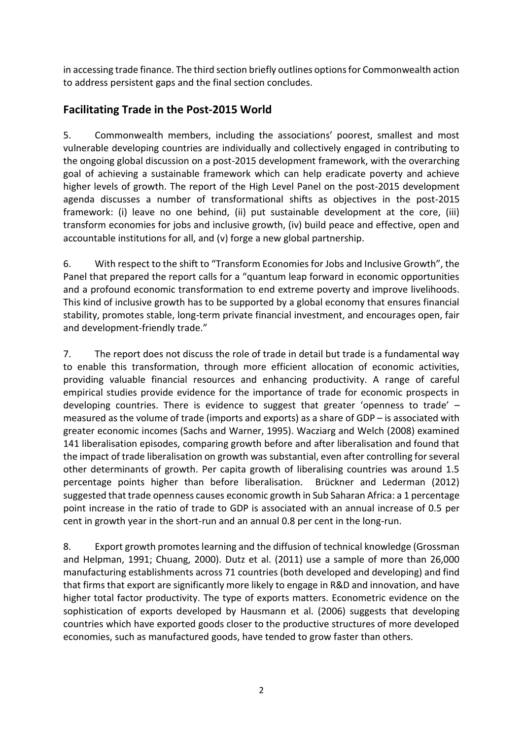in accessing trade finance. The third section briefly outlines options for Commonwealth action to address persistent gaps and the final section concludes.

## Facilitating Trade in the Post-2015 World

5. Commonwealth members, including the associations' poorest, smallest and most vulnerable developing countries are individually and collectively engaged in contributing to the ongoing global discussion on a post-2015 development framework, with the overarching goal of achieving a sustainable framework which can help eradicate poverty and achieve higher levels of growth. The report of the High Level Panel on the post-2015 development agenda discusses a number of transformational shifts as objectives in the post-2015 framework: (i) leave no one behind, (ii) put sustainable development at the core, (iii) transform economies for jobs and inclusive growth, (iv) build peace and effective, open and accountable institutions for all, and (v) forge a new global partnership.

6. With respect to the shift to "Transform Economies for Jobs and Inclusive Growth", the Panel that prepared the report calls for a "quantum leap forward in economic opportunities and a profound economic transformation to end extreme poverty and improve livelihoods. This kind of inclusive growth has to be supported by a global economy that ensures financial stability, promotes stable, long-term private financial investment, and encourages open, fair and development-friendly trade."

7. The report does not discuss the role of trade in detail but trade is a fundamental way to enable this transformation, through more efficient allocation of economic activities, providing valuable financial resources and enhancing productivity. A range of careful empirical studies provide evidence for the importance of trade for economic prospects in developing countries. There is evidence to suggest that greater 'openness to trade' – measured as the volume of trade (imports and exports) as a share of GDP – is associated with greater economic incomes (Sachs and Warner, 1995). Wacziarg and Welch (2008) examined 141 liberalisation episodes, comparing growth before and after liberalisation and found that the impact of trade liberalisation on growth was substantial, even after controlling for several other determinants of growth. Per capita growth of liberalising countries was around 1.5 percentage points higher than before liberalisation. Brückner and Lederman (2012) suggested that trade openness causes economic growth in Sub Saharan Africa: a 1 percentage point increase in the ratio of trade to GDP is associated with an annual increase of 0.5 per cent in growth year in the short-run and an annual 0.8 per cent in the long-run.

8. Export growth promotes learning and the diffusion of technical knowledge (Grossman and Helpman, 1991; Chuang, 2000). Dutz et al. (2011) use a sample of more than 26,000 manufacturing establishments across 71 countries (both developed and developing) and find that firms that export are significantly more likely to engage in R&D and innovation, and have higher total factor productivity. The type of exports matters. Econometric evidence on the sophistication of exports developed by Hausmann et al. (2006) suggests that developing countries which have exported goods closer to the productive structures of more developed economies, such as manufactured goods, have tended to grow faster than others.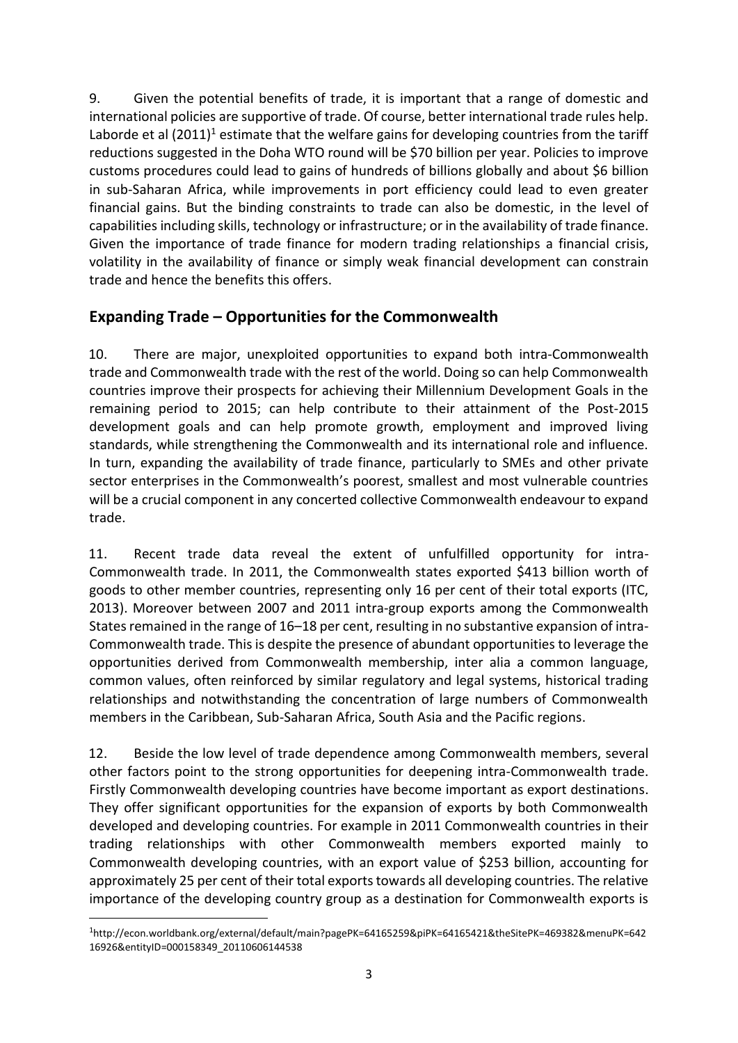9. Given the potential benefits of trade, it is important that a range of domestic and international policies are supportive of trade. Of course, better international trade rules help. Laborde et al (2011)[1] estimate that the welfare gains for developing countries from the tariff reductions suggested in the Doha WTO round will be $70 billion per year. Policies to improve customs procedures could lead to gains of hundreds of billions globally and about $6 billion in sub-Saharan Africa, while improvements in port efficiency could lead to even greater financial gains. But the binding constraints to trade can also be domestic, in the level of capabilities including skills, technology or infrastructure; or in the availability of trade finance. Given the importance of trade finance for modern trading relationships a financial crisis, volatility in the availability of finance or simply weak financial development can constrain trade and hence the benefits this offers.

## Expanding Trade – Opportunities for the Commonwealth

10. There are major, unexploited opportunities to expand both intra-Commonwealth trade and Commonwealth trade with the rest of the world. Doing so can help Commonwealth countries improve their prospects for achieving their Millennium Development Goals in the remaining period to 2015; can help contribute to their attainment of the Post-2015 development goals and can help promote growth, employment and improved living standards, while strengthening the Commonwealth and its international role and influence. In turn, expanding the availability of trade finance, particularly to SMEs and other private sector enterprises in the Commonwealth's poorest, smallest and most vulnerable countries will be a crucial component in any concerted collective Commonwealth endeavour to expand trade.

11. Recent trade data reveal the extent of unfulfilled opportunity for intra-Commonwealth trade. In 2011, the Commonwealth states exported $413 billion worth of goods to other member countries, representing only 16 per cent of their total exports (ITC, 2013). Moreover between 2007 and 2011 intra-group exports among the Commonwealth States remained in the range of 16–18 per cent, resulting in no substantive expansion of intra-Commonwealth trade. This is despite the presence of abundant opportunities to leverage the opportunities derived from Commonwealth membership, inter alia a common language, common values, often reinforced by similar regulatory and legal systems, historical trading relationships and notwithstanding the concentration of large numbers of Commonwealth members in the Caribbean, Sub-Saharan Africa, South Asia and the Pacific regions.

12. Beside the low level of trade dependence among Commonwealth members, several other factors point to the strong opportunities for deepening intra-Commonwealth trade. Firstly Commonwealth developing countries have become important as export destinations. They offer significant opportunities for the expansion of exports by both Commonwealth developed and developing countries. For example in 2011 Commonwealth countries in their trading relationships with other Commonwealth members exported mainly to Commonwealth developing countries, with an export value of $253 billion, accounting for approximately 25 per cent of their total exports towards all developing countries. The relative importance of the developing country group as a destination for Commonwealth exports is

[1] http://econ.worldbank.org/external/default/main?pagePK=64165259&piPK=64165421&theSitePK=469382&menuPK=64216926&entityID=000158349_20110606144538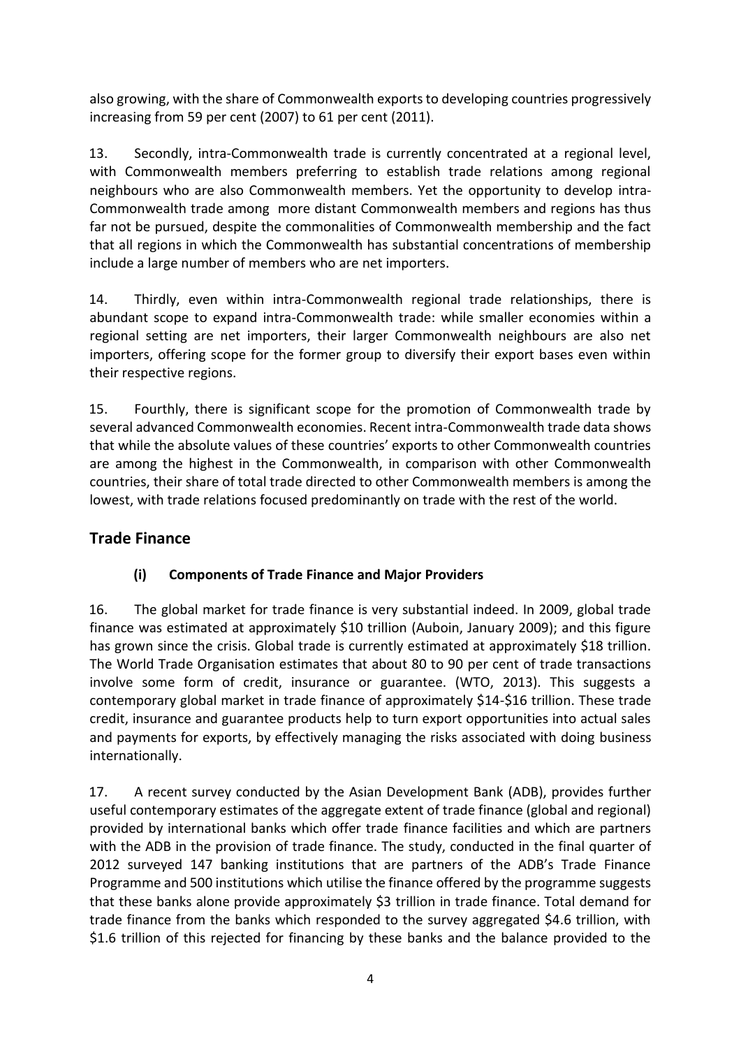also growing, with the share of Commonwealth exports to developing countries progressively increasing from 59 per cent (2007) to 61 per cent (2011).

13. Secondly, intra-Commonwealth trade is currently concentrated at a regional level, with Commonwealth members preferring to establish trade relations among regional neighbours who are also Commonwealth members. Yet the opportunity to develop intra-Commonwealth trade among more distant Commonwealth members and regions has thus far not be pursued, despite the commonalities of Commonwealth membership and the fact that all regions in which the Commonwealth has substantial concentrations of membership include a large number of members who are net importers.

14. Thirdly, even within intra-Commonwealth regional trade relationships, there is abundant scope to expand intra-Commonwealth trade: while smaller economies within a regional setting are net importers, their larger Commonwealth neighbours are also net importers, offering scope for the former group to diversify their export bases even within their respective regions.

15. Fourthly, there is significant scope for the promotion of Commonwealth trade by several advanced Commonwealth economies. Recent intra-Commonwealth trade data shows that while the absolute values of these countries' exports to other Commonwealth countries are among the highest in the Commonwealth, in comparison with other Commonwealth countries, their share of total trade directed to other Commonwealth members is among the lowest, with trade relations focused predominantly on trade with the rest of the world.

## Trade Finance

### (i) Components of Trade Finance and Major Providers

16. The global market for trade finance is very substantial indeed. In 2009, global trade finance was estimated at approximately $10 trillion (Auboin, January 2009); and this figure has grown since the crisis. Global trade is currently estimated at approximately $18 trillion. The World Trade Organisation estimates that about 80 to 90 per cent of trade transactions involve some form of credit, insurance or guarantee. (WTO, 2013). This suggests a contemporary global market in trade finance of approximately $14-$16 trillion. These trade credit, insurance and guarantee products help to turn export opportunities into actual sales and payments for exports, by effectively managing the risks associated with doing business internationally.

17. A recent survey conducted by the Asian Development Bank (ADB), provides further useful contemporary estimates of the aggregate extent of trade finance (global and regional) provided by international banks which offer trade finance facilities and which are partners with the ADB in the provision of trade finance. The study, conducted in the final quarter of 2012 surveyed 147 banking institutions that are partners of the ADB's Trade Finance Programme and 500 institutions which utilise the finance offered by the programme suggests that these banks alone provide approximately $3 trillion in trade finance. Total demand for trade finance from the banks which responded to the survey aggregated $4.6 trillion, with $1.6 trillion of this rejected for financing by these banks and the balance provided to the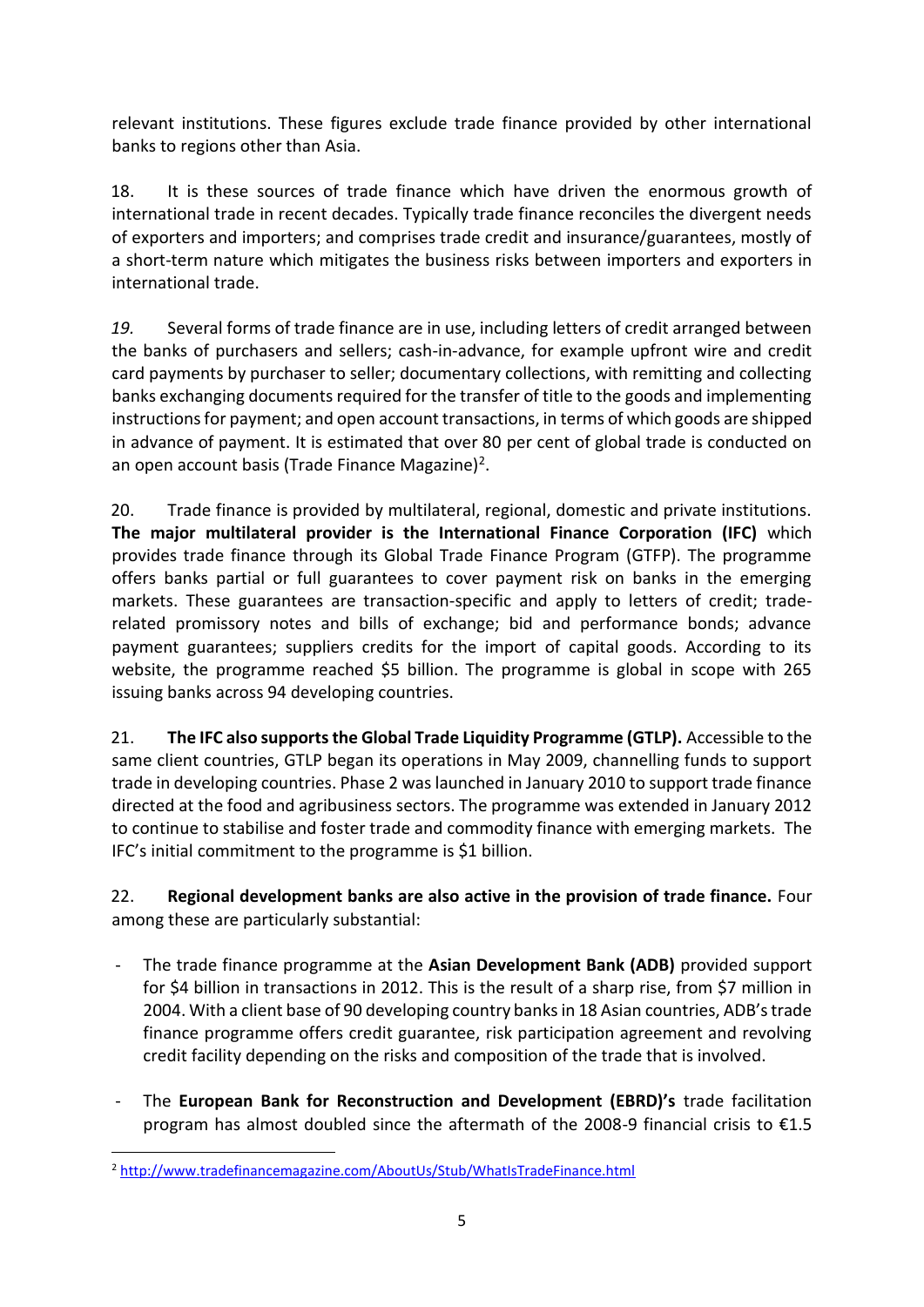relevant institutions. These figures exclude trade finance provided by other international banks to regions other than Asia.

18. It is these sources of trade finance which have driven the enormous growth of international trade in recent decades. Typically trade finance reconciles the divergent needs of exporters and importers; and comprises trade credit and insurance/guarantees, mostly of a short-term nature which mitigates the business risks between importers and exporters in international trade.

*19.* Several forms of trade finance are in use, including letters of credit arranged between the banks of purchasers and sellers; cash-in-advance, for example upfront wire and credit card payments by purchaser to seller; documentary collections, with remitting and collecting banks exchanging documents required for the transfer of title to the goods and implementing instructions for payment; and open account transactions, in terms of which goods are shipped in advance of payment. It is estimated that over 80 per cent of global trade is conducted on an open account basis (Trade Finance Magazine)[2].

20. Trade finance is provided by multilateral, regional, domestic and private institutions. **The major multilateral provider is the International Finance Corporation (IFC)** which provides trade finance through its Global Trade Finance Program (GTFP). The programme offers banks partial or full guarantees to cover payment risk on banks in the emerging markets. These guarantees are transaction-specific and apply to letters of credit; trade-related promissory notes and bills of exchange; bid and performance bonds; advance payment guarantees; suppliers credits for the import of capital goods. According to its website, the programme reached $5 billion. The programme is global in scope with 265 issuing banks across 94 developing countries.

21. **The IFC also supports the Global Trade Liquidity Programme (GTLP).** Accessible to the same client countries, GTLP began its operations in May 2009, channelling funds to support trade in developing countries. Phase 2 was launched in January 2010 to support trade finance directed at the food and agribusiness sectors. The programme was extended in January 2012 to continue to stabilise and foster trade and commodity finance with emerging markets. The IFC's initial commitment to the programme is $1 billion.

22. **Regional development banks are also active in the provision of trade finance.** Four among these are particularly substantial:

- The trade finance programme at the **Asian Development Bank (ADB)** provided support for $4 billion in transactions in 2012. This is the result of a sharp rise, from $7 million in 2004. With a client base of 90 developing country banks in 18 Asian countries, ADB's trade finance programme offers credit guarantee, risk participation agreement and revolving credit facility depending on the risks and composition of the trade that is involved.
- The **European Bank for Reconstruction and Development (EBRD)'s** trade facilitation program has almost doubled since the aftermath of the 2008-9 financial crisis to €1.5

[2] http://www.tradefinancemagazine.com/AboutUs/Stub/WhatIsTradeFinance.html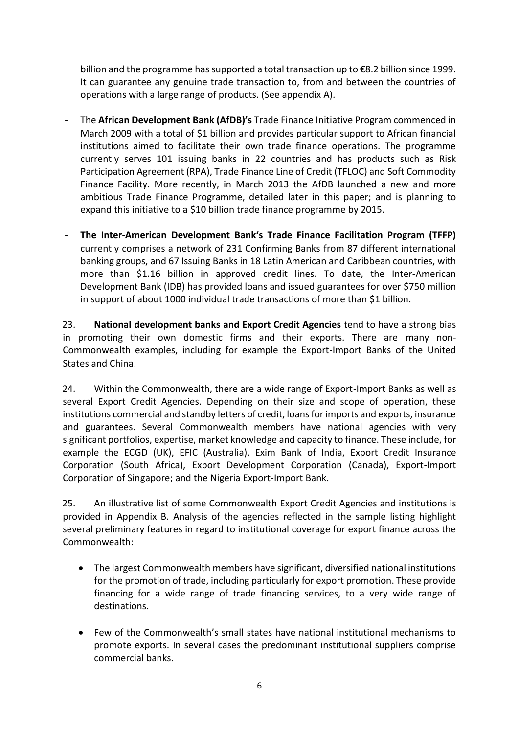billion and the programme has supported a total transaction up to €8.2 billion since 1999. It can guarantee any genuine trade transaction to, from and between the countries of operations with a large range of products. (See appendix A).

- The **African Development Bank (AfDB)'s** Trade Finance Initiative Program commenced in March 2009 with a total of $1 billion and provides particular support to African financial institutions aimed to facilitate their own trade finance operations. The programme currently serves 101 issuing banks in 22 countries and has products such as Risk Participation Agreement (RPA), Trade Finance Line of Credit (TFLOC) and Soft Commodity Finance Facility. More recently, in March 2013 the AfDB launched a new and more ambitious Trade Finance Programme, detailed later in this paper; and is planning to expand this initiative to a $10 billion trade finance programme by 2015.

- **The Inter-American Development Bank's Trade Finance Facilitation Program (TFFP)** currently comprises a network of 231 Confirming Banks from 87 different international banking groups, and 67 Issuing Banks in 18 Latin American and Caribbean countries, with more than $1.16 billion in approved credit lines. To date, the Inter-American Development Bank (IDB) has provided loans and issued guarantees for over $750 million in support of about 1000 individual trade transactions of more than $1 billion.

23. **National development banks and Export Credit Agencies** tend to have a strong bias in promoting their own domestic firms and their exports. There are many non-Commonwealth examples, including for example the Export-Import Banks of the United States and China.

24. Within the Commonwealth, there are a wide range of Export-Import Banks as well as several Export Credit Agencies. Depending on their size and scope of operation, these institutions commercial and standby letters of credit, loans for imports and exports, insurance and guarantees. Several Commonwealth members have national agencies with very significant portfolios, expertise, market knowledge and capacity to finance. These include, for example the ECGD (UK), EFIC (Australia), Exim Bank of India, Export Credit Insurance Corporation (South Africa), Export Development Corporation (Canada), Export-Import Corporation of Singapore; and the Nigeria Export-Import Bank.

25. An illustrative list of some Commonwealth Export Credit Agencies and institutions is provided in Appendix B. Analysis of the agencies reflected in the sample listing highlight several preliminary features in regard to institutional coverage for export finance across the Commonwealth:

- The largest Commonwealth members have significant, diversified national institutions for the promotion of trade, including particularly for export promotion. These provide financing for a wide range of trade financing services, to a very wide range of destinations.

- Few of the Commonwealth's small states have national institutional mechanisms to promote exports. In several cases the predominant institutional suppliers comprise commercial banks.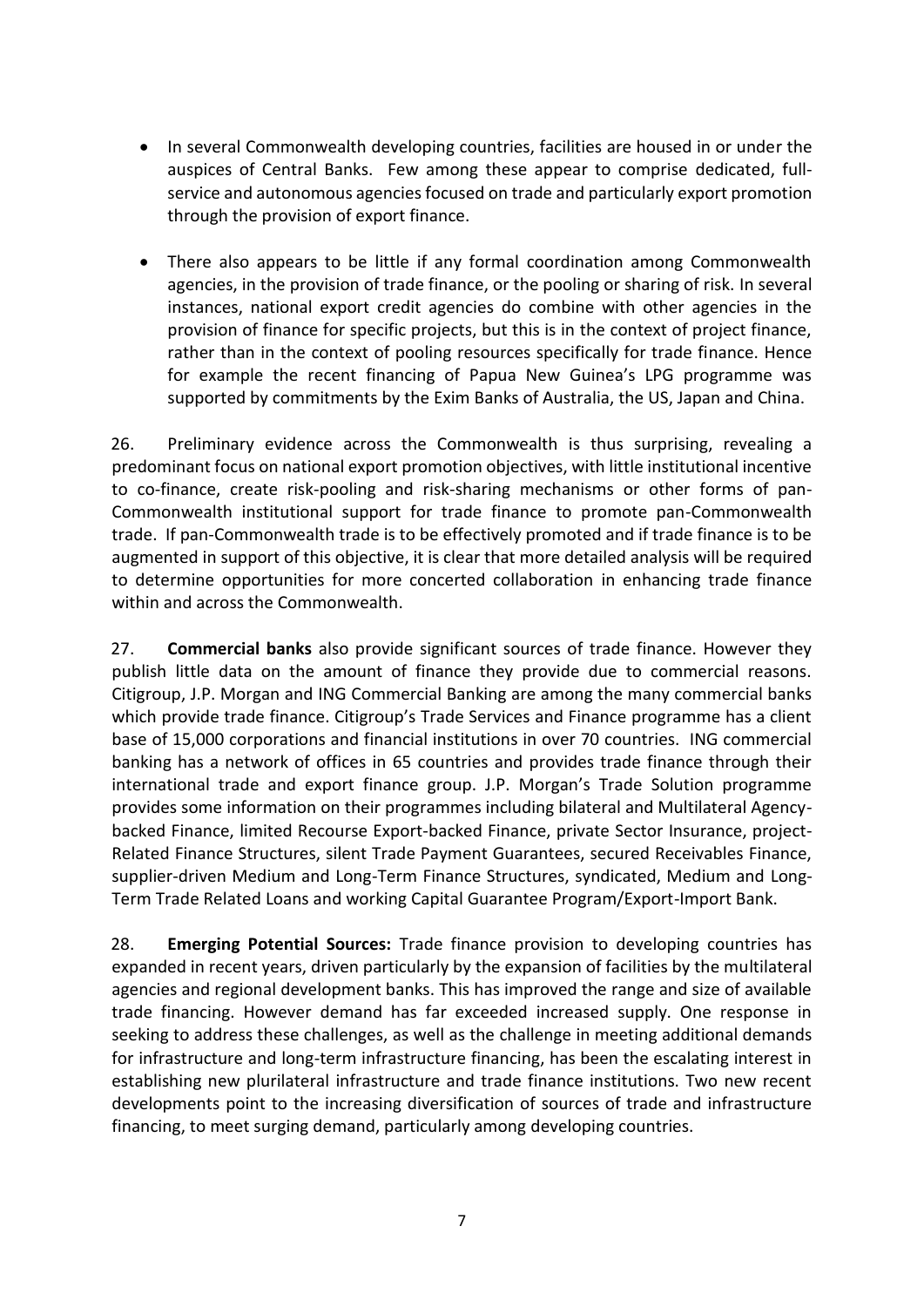- In several Commonwealth developing countries, facilities are housed in or under the auspices of Central Banks. Few among these appear to comprise dedicated, full-service and autonomous agencies focused on trade and particularly export promotion through the provision of export finance.

- There also appears to be little if any formal coordination among Commonwealth agencies, in the provision of trade finance, or the pooling or sharing of risk. In several instances, national export credit agencies do combine with other agencies in the provision of finance for specific projects, but this is in the context of project finance, rather than in the context of pooling resources specifically for trade finance. Hence for example the recent financing of Papua New Guinea's LPG programme was supported by commitments by the Exim Banks of Australia, the US, Japan and China.

26. Preliminary evidence across the Commonwealth is thus surprising, revealing a predominant focus on national export promotion objectives, with little institutional incentive to co-finance, create risk-pooling and risk-sharing mechanisms or other forms of pan-Commonwealth institutional support for trade finance to promote pan-Commonwealth trade. If pan-Commonwealth trade is to be effectively promoted and if trade finance is to be augmented in support of this objective, it is clear that more detailed analysis will be required to determine opportunities for more concerted collaboration in enhancing trade finance within and across the Commonwealth.

27. **Commercial banks** also provide significant sources of trade finance. However they publish little data on the amount of finance they provide due to commercial reasons. Citigroup, J.P. Morgan and ING Commercial Banking are among the many commercial banks which provide trade finance. Citigroup's Trade Services and Finance programme has a client base of 15,000 corporations and financial institutions in over 70 countries. ING commercial banking has a network of offices in 65 countries and provides trade finance through their international trade and export finance group. J.P. Morgan's Trade Solution programme provides some information on their programmes including bilateral and Multilateral Agency-backed Finance, limited Recourse Export-backed Finance, private Sector Insurance, project-Related Finance Structures, silent Trade Payment Guarantees, secured Receivables Finance, supplier-driven Medium and Long-Term Finance Structures, syndicated, Medium and Long-Term Trade Related Loans and working Capital Guarantee Program/Export-Import Bank.

28. **Emerging Potential Sources:** Trade finance provision to developing countries has expanded in recent years, driven particularly by the expansion of facilities by the multilateral agencies and regional development banks. This has improved the range and size of available trade financing. However demand has far exceeded increased supply. One response in seeking to address these challenges, as well as the challenge in meeting additional demands for infrastructure and long-term infrastructure financing, has been the escalating interest in establishing new plurilateral infrastructure and trade finance institutions. Two new recent developments point to the increasing diversification of sources of trade and infrastructure financing, to meet surging demand, particularly among developing countries.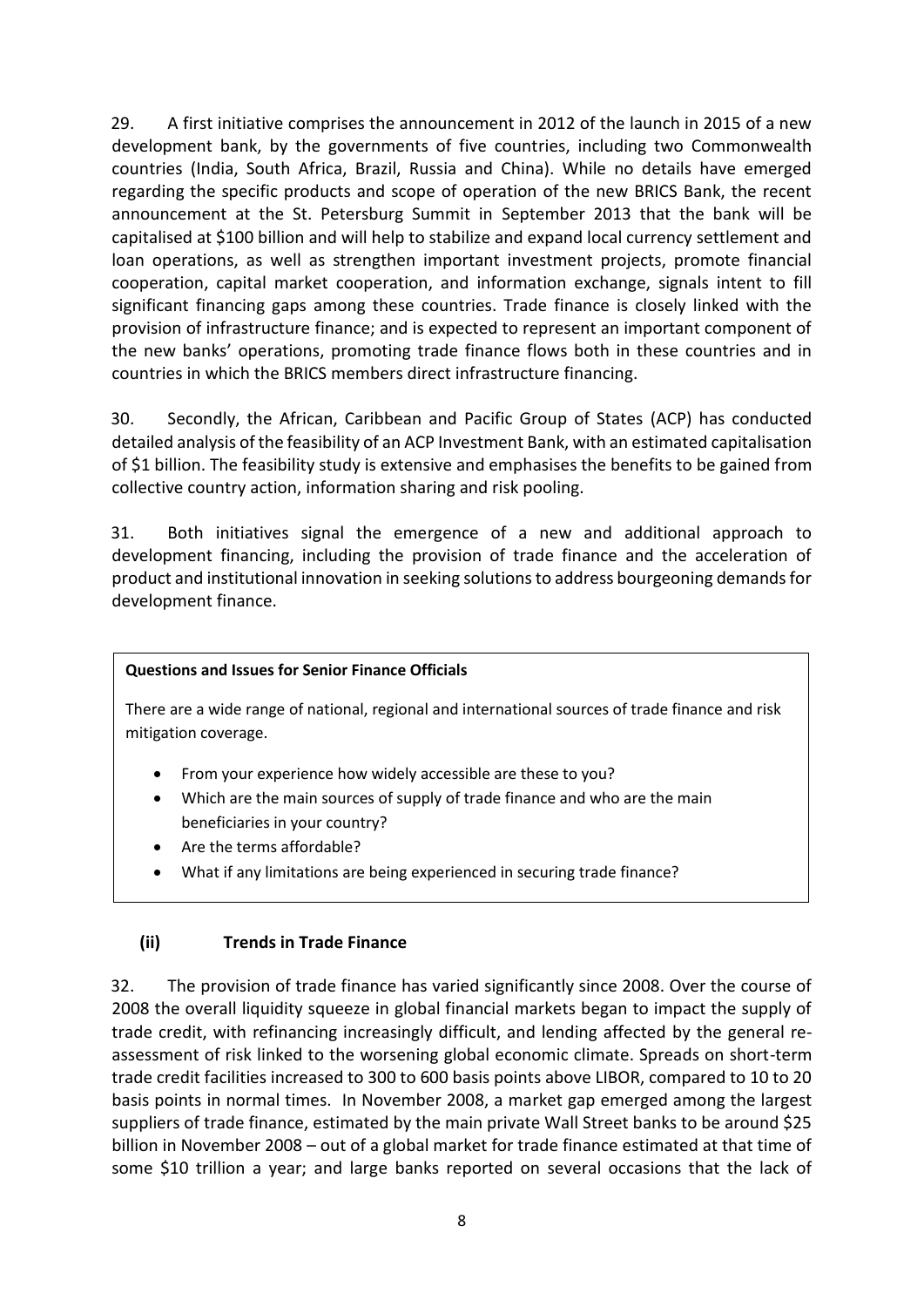29. A first initiative comprises the announcement in 2012 of the launch in 2015 of a new development bank, by the governments of five countries, including two Commonwealth countries (India, South Africa, Brazil, Russia and China). While no details have emerged regarding the specific products and scope of operation of the new BRICS Bank, the recent announcement at the St. Petersburg Summit in September 2013 that the bank will be capitalised at $100 billion and will help to stabilize and expand local currency settlement and loan operations, as well as strengthen important investment projects, promote financial cooperation, capital market cooperation, and information exchange, signals intent to fill significant financing gaps among these countries. Trade finance is closely linked with the provision of infrastructure finance; and is expected to represent an important component of the new banks' operations, promoting trade finance flows both in these countries and in countries in which the BRICS members direct infrastructure financing.

30. Secondly, the African, Caribbean and Pacific Group of States (ACP) has conducted detailed analysis of the feasibility of an ACP Investment Bank, with an estimated capitalisation of $1 billion. The feasibility study is extensive and emphasises the benefits to be gained from collective country action, information sharing and risk pooling.

31. Both initiatives signal the emergence of a new and additional approach to development financing, including the provision of trade finance and the acceleration of product and institutional innovation in seeking solutions to address bourgeoning demands for development finance.

**Questions and Issues for Senior Finance Officials**

There are a wide range of national, regional and international sources of trade finance and risk mitigation coverage.

- From your experience how widely accessible are these to you?
- Which are the main sources of supply of trade finance and who are the main beneficiaries in your country?
- Are the terms affordable?
- What if any limitations are being experienced in securing trade finance?

### (ii) Trends in Trade Finance

32. The provision of trade finance has varied significantly since 2008. Over the course of 2008 the overall liquidity squeeze in global financial markets began to impact the supply of trade credit, with refinancing increasingly difficult, and lending affected by the general re-assessment of risk linked to the worsening global economic climate. Spreads on short-term trade credit facilities increased to 300 to 600 basis points above LIBOR, compared to 10 to 20 basis points in normal times. In November 2008, a market gap emerged among the largest suppliers of trade finance, estimated by the main private Wall Street banks to be around $25 billion in November 2008 – out of a global market for trade finance estimated at that time of some $10 trillion a year; and large banks reported on several occasions that the lack of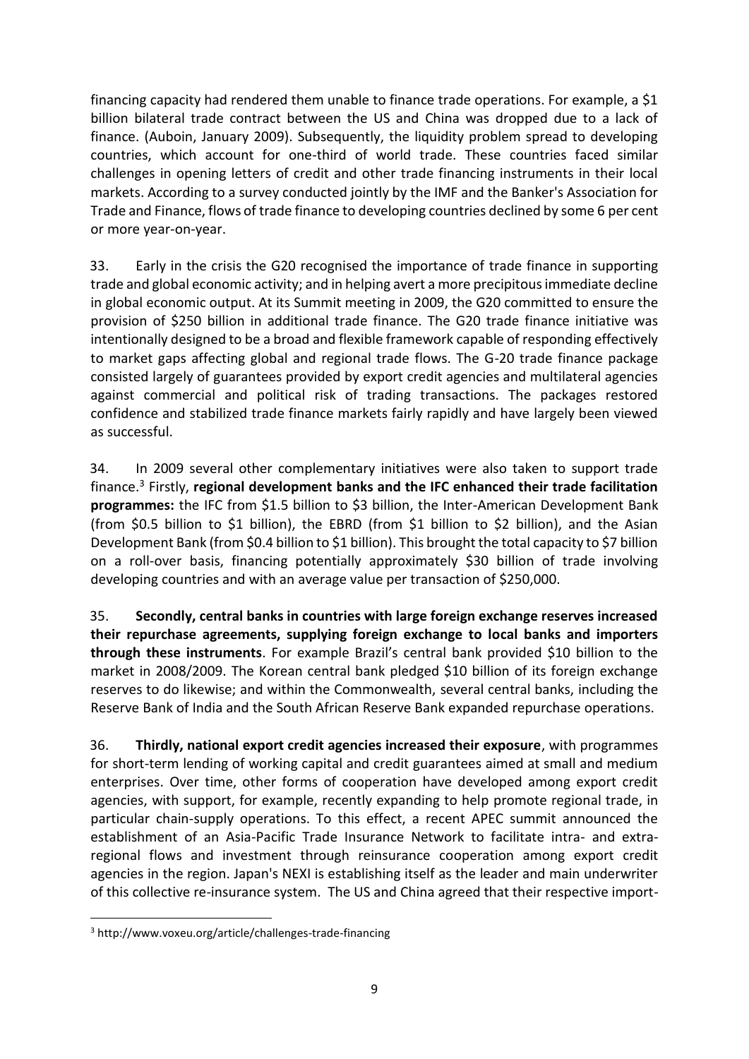financing capacity had rendered them unable to finance trade operations. For example, a $1 billion bilateral trade contract between the US and China was dropped due to a lack of finance. (Auboin, January 2009). Subsequently, the liquidity problem spread to developing countries, which account for one-third of world trade. These countries faced similar challenges in opening letters of credit and other trade financing instruments in their local markets. According to a survey conducted jointly by the IMF and the Banker's Association for Trade and Finance, flows of trade finance to developing countries declined by some 6 per cent or more year-on-year.

33. Early in the crisis the G20 recognised the importance of trade finance in supporting trade and global economic activity; and in helping avert a more precipitous immediate decline in global economic output. At its Summit meeting in 2009, the G20 committed to ensure the provision of $250 billion in additional trade finance. The G20 trade finance initiative was intentionally designed to be a broad and flexible framework capable of responding effectively to market gaps affecting global and regional trade flows. The G-20 trade finance package consisted largely of guarantees provided by export credit agencies and multilateral agencies against commercial and political risk of trading transactions. The packages restored confidence and stabilized trade finance markets fairly rapidly and have largely been viewed as successful.

34. In 2009 several other complementary initiatives were also taken to support trade finance.[3] Firstly, **regional development banks and the IFC enhanced their trade facilitation programmes:** the IFC from $1.5 billion to $3 billion, the Inter-American Development Bank (from $0.5 billion to $1 billion), the EBRD (from $1 billion to $2 billion), and the Asian Development Bank (from $0.4 billion to $1 billion). This brought the total capacity to $7 billion on a roll-over basis, financing potentially approximately $30 billion of trade involving developing countries and with an average value per transaction of $250,000.

35. **Secondly, central banks in countries with large foreign exchange reserves increased their repurchase agreements, supplying foreign exchange to local banks and importers through these instruments**. For example Brazil's central bank provided $10 billion to the market in 2008/2009. The Korean central bank pledged $10 billion of its foreign exchange reserves to do likewise; and within the Commonwealth, several central banks, including the Reserve Bank of India and the South African Reserve Bank expanded repurchase operations.

36. **Thirdly, national export credit agencies increased their exposure**, with programmes for short-term lending of working capital and credit guarantees aimed at small and medium enterprises. Over time, other forms of cooperation have developed among export credit agencies, with support, for example, recently expanding to help promote regional trade, in particular chain-supply operations. To this effect, a recent APEC summit announced the establishment of an Asia-Pacific Trade Insurance Network to facilitate intra- and extra-regional flows and investment through reinsurance cooperation among export credit agencies in the region. Japan's NEXI is establishing itself as the leader and main underwriter of this collective re-insurance system. The US and China agreed that their respective import-

[3] http://www.voxeu.org/article/challenges-trade-financing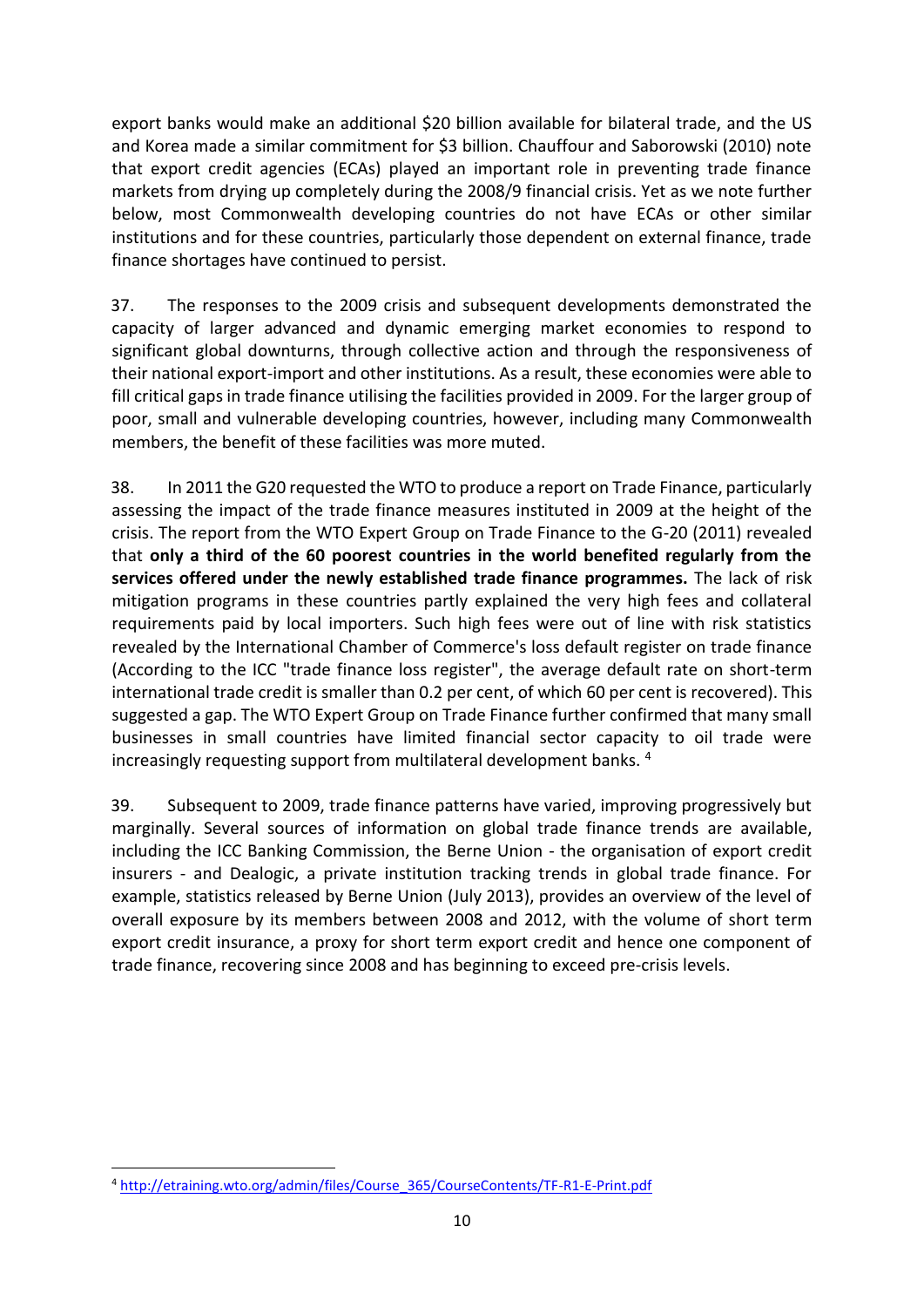export banks would make an additional $20 billion available for bilateral trade, and the US and Korea made a similar commitment for $3 billion. Chauffour and Saborowski (2010) note that export credit agencies (ECAs) played an important role in preventing trade finance markets from drying up completely during the 2008/9 financial crisis. Yet as we note further below, most Commonwealth developing countries do not have ECAs or other similar institutions and for these countries, particularly those dependent on external finance, trade finance shortages have continued to persist.

37. The responses to the 2009 crisis and subsequent developments demonstrated the capacity of larger advanced and dynamic emerging market economies to respond to significant global downturns, through collective action and through the responsiveness of their national export-import and other institutions. As a result, these economies were able to fill critical gaps in trade finance utilising the facilities provided in 2009. For the larger group of poor, small and vulnerable developing countries, however, including many Commonwealth members, the benefit of these facilities was more muted.

38. In 2011 the G20 requested the WTO to produce a report on Trade Finance, particularly assessing the impact of the trade finance measures instituted in 2009 at the height of the crisis. The report from the WTO Expert Group on Trade Finance to the G-20 (2011) revealed that **only a third of the 60 poorest countries in the world benefited regularly from the services offered under the newly established trade finance programmes.** The lack of risk mitigation programs in these countries partly explained the very high fees and collateral requirements paid by local importers. Such high fees were out of line with risk statistics revealed by the International Chamber of Commerce's loss default register on trade finance (According to the ICC "trade finance loss register", the average default rate on short-term international trade credit is smaller than 0.2 per cent, of which 60 per cent is recovered). This suggested a gap. The WTO Expert Group on Trade Finance further confirmed that many small businesses in small countries have limited financial sector capacity to oil trade were increasingly requesting support from multilateral development banks. [4]

39. Subsequent to 2009, trade finance patterns have varied, improving progressively but marginally. Several sources of information on global trade finance trends are available, including the ICC Banking Commission, the Berne Union - the organisation of export credit insurers - and Dealogic, a private institution tracking trends in global trade finance. For example, statistics released by Berne Union (July 2013), provides an overview of the level of overall exposure by its members between 2008 and 2012, with the volume of short term export credit insurance, a proxy for short term export credit and hence one component of trade finance, recovering since 2008 and has beginning to exceed pre-crisis levels.

[4] http://etraining.wto.org/admin/files/Course_365/CourseContents/TF-R1-E-Print.pdf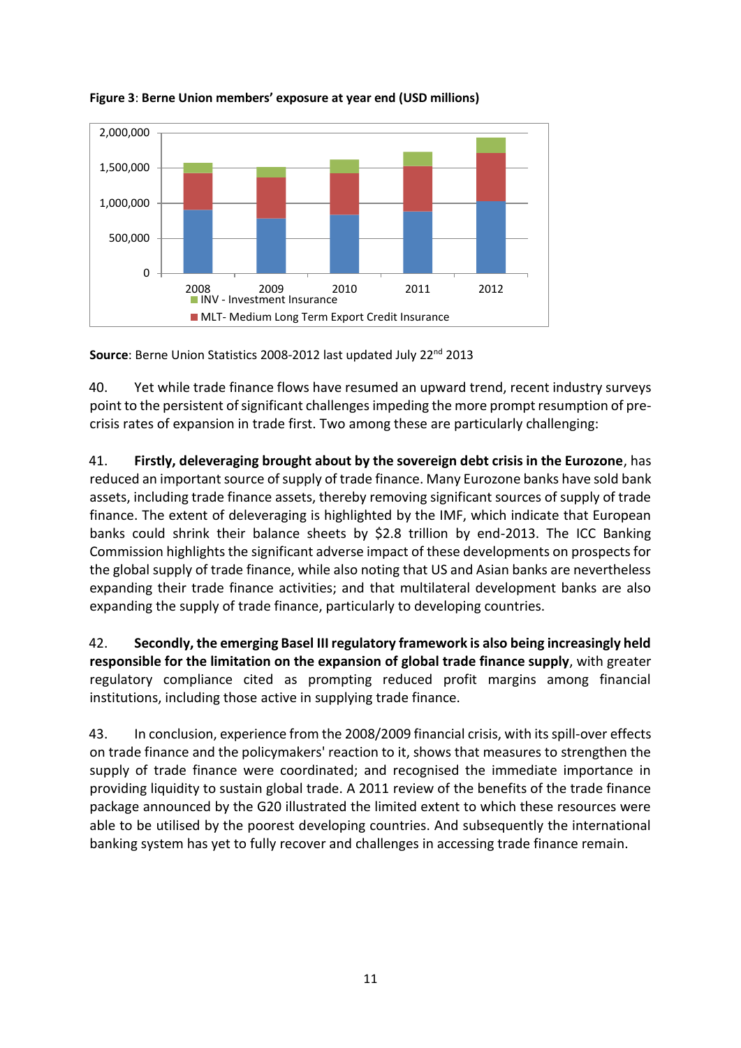**Figure 3**: **Berne Union members' exposure at year end (USD millions)**

**Source**: Berne Union Statistics 2008-2012 last updated July 22nd 2013

40. Yet while trade finance flows have resumed an upward trend, recent industry surveys point to the persistent of significant challenges impeding the more prompt resumption of pre-crisis rates of expansion in trade first. Two among these are particularly challenging:

41. **Firstly, deleveraging brought about by the sovereign debt crisis in the Eurozone**, has reduced an important source of supply of trade finance. Many Eurozone banks have sold bank assets, including trade finance assets, thereby removing significant sources of supply of trade finance. The extent of deleveraging is highlighted by the IMF, which indicate that European banks could shrink their balance sheets by $2.8 trillion by end-2013. The ICC Banking Commission highlights the significant adverse impact of these developments on prospects for the global supply of trade finance, while also noting that US and Asian banks are nevertheless expanding their trade finance activities; and that multilateral development banks are also expanding the supply of trade finance, particularly to developing countries.

42. **Secondly, the emerging Basel III regulatory framework is also being increasingly held responsible for the limitation on the expansion of global trade finance supply**, with greater regulatory compliance cited as prompting reduced profit margins among financial institutions, including those active in supplying trade finance.

43. In conclusion, experience from the 2008/2009 financial crisis, with its spill-over effects on trade finance and the policymakers' reaction to it, shows that measures to strengthen the supply of trade finance were coordinated; and recognised the immediate importance in providing liquidity to sustain global trade. A 2011 review of the benefits of the trade finance package announced by the G20 illustrated the limited extent to which these resources were able to be utilised by the poorest developing countries. And subsequently the international banking system has yet to fully recover and challenges in accessing trade finance remain.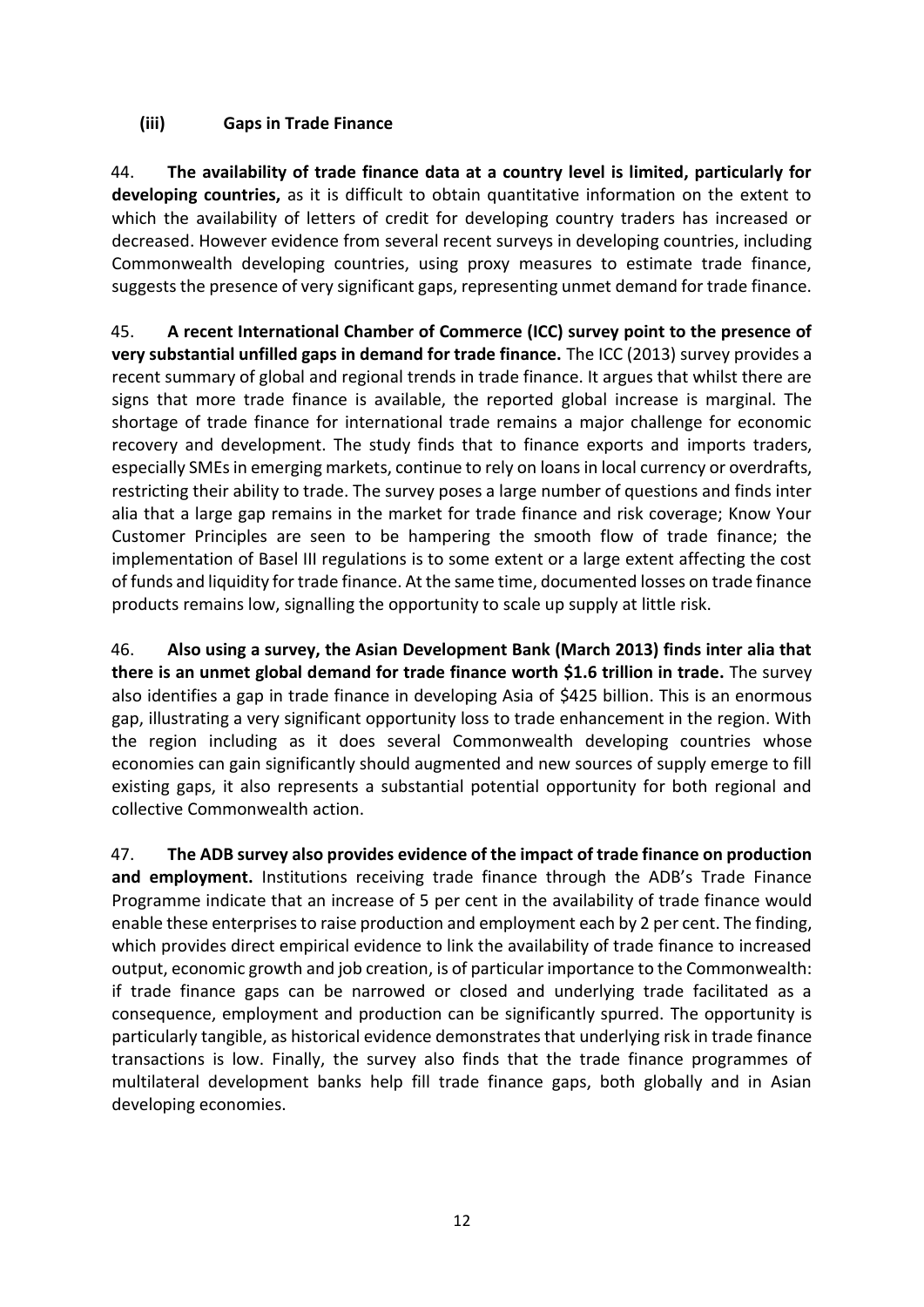### (iii) Gaps in Trade Finance

44. **The availability of trade finance data at a country level is limited, particularly for developing countries,** as it is difficult to obtain quantitative information on the extent to which the availability of letters of credit for developing country traders has increased or decreased. However evidence from several recent surveys in developing countries, including Commonwealth developing countries, using proxy measures to estimate trade finance, suggests the presence of very significant gaps, representing unmet demand for trade finance.

45. **A recent International Chamber of Commerce (ICC) survey point to the presence of very substantial unfilled gaps in demand for trade finance.** The ICC (2013) survey provides a recent summary of global and regional trends in trade finance. It argues that whilst there are signs that more trade finance is available, the reported global increase is marginal. The shortage of trade finance for international trade remains a major challenge for economic recovery and development. The study finds that to finance exports and imports traders, especially SMEs in emerging markets, continue to rely on loans in local currency or overdrafts, restricting their ability to trade. The survey poses a large number of questions and finds inter alia that a large gap remains in the market for trade finance and risk coverage; Know Your Customer Principles are seen to be hampering the smooth flow of trade finance; the implementation of Basel III regulations is to some extent or a large extent affecting the cost of funds and liquidity for trade finance. At the same time, documented losses on trade finance products remains low, signalling the opportunity to scale up supply at little risk.

46. **Also using a survey, the Asian Development Bank (March 2013) finds inter alia that there is an unmet global demand for trade finance worth $1.6 trillion in trade.** The survey also identifies a gap in trade finance in developing Asia of $425 billion. This is an enormous gap, illustrating a very significant opportunity loss to trade enhancement in the region. With the region including as it does several Commonwealth developing countries whose economies can gain significantly should augmented and new sources of supply emerge to fill existing gaps, it also represents a substantial potential opportunity for both regional and collective Commonwealth action.

47. **The ADB survey also provides evidence of the impact of trade finance on production and employment.** Institutions receiving trade finance through the ADB's Trade Finance Programme indicate that an increase of 5 per cent in the availability of trade finance would enable these enterprises to raise production and employment each by 2 per cent. The finding, which provides direct empirical evidence to link the availability of trade finance to increased output, economic growth and job creation, is of particular importance to the Commonwealth: if trade finance gaps can be narrowed or closed and underlying trade facilitated as a consequence, employment and production can be significantly spurred. The opportunity is particularly tangible, as historical evidence demonstrates that underlying risk in trade finance transactions is low. Finally, the survey also finds that the trade finance programmes of multilateral development banks help fill trade finance gaps, both globally and in Asian developing economies.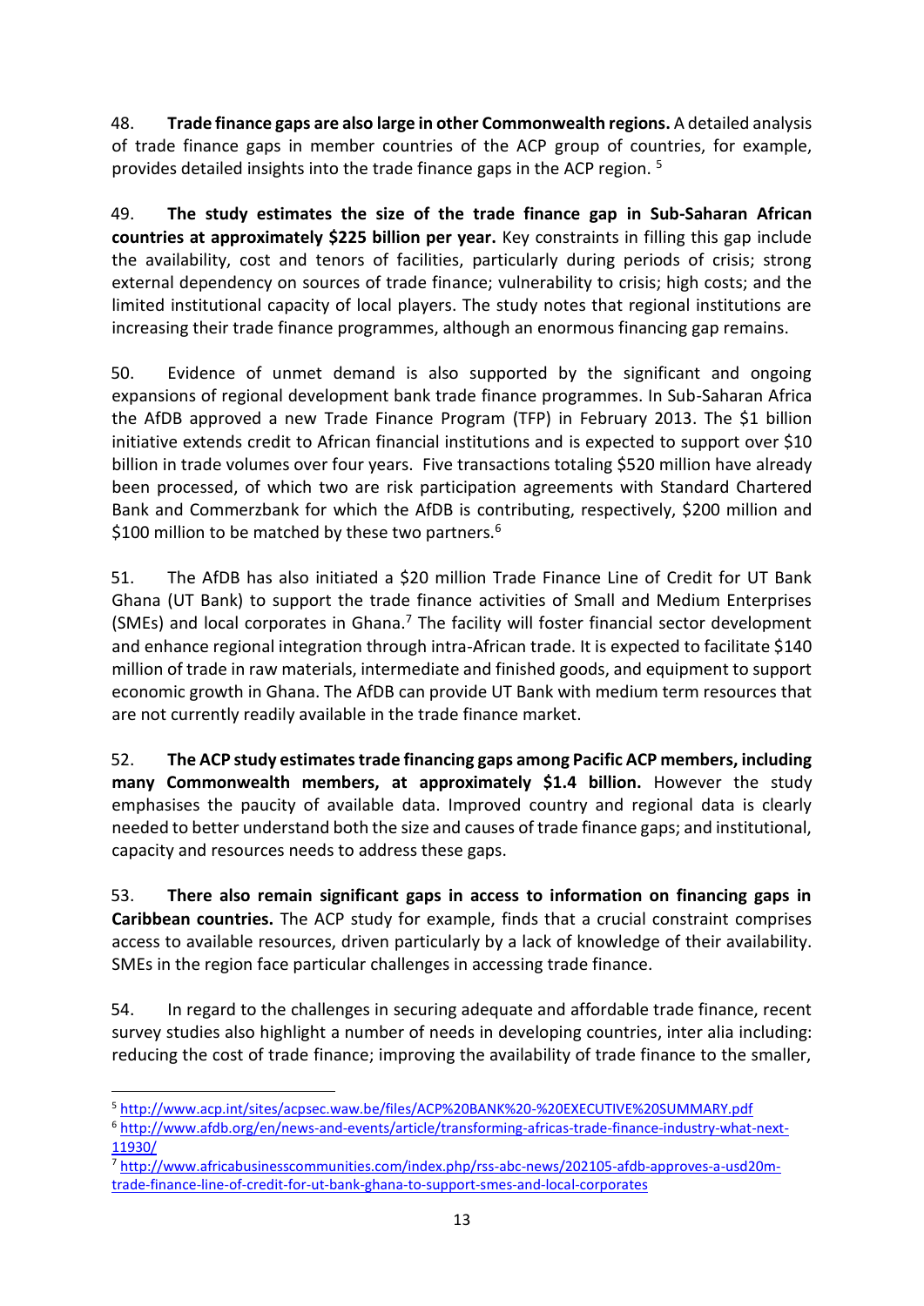48. **Trade finance gaps are also large in other Commonwealth regions.** A detailed analysis of trade finance gaps in member countries of the ACP group of countries, for example, provides detailed insights into the trade finance gaps in the ACP region. [5]

49. **The study estimates the size of the trade finance gap in Sub-Saharan African countries at approximately $225 billion per year.** Key constraints in filling this gap include the availability, cost and tenors of facilities, particularly during periods of crisis; strong external dependency on sources of trade finance; vulnerability to crisis; high costs; and the limited institutional capacity of local players. The study notes that regional institutions are increasing their trade finance programmes, although an enormous financing gap remains.

50. Evidence of unmet demand is also supported by the significant and ongoing expansions of regional development bank trade finance programmes. In Sub-Saharan Africa the AfDB approved a new Trade Finance Program (TFP) in February 2013. The $1 billion initiative extends credit to African financial institutions and is expected to support over $10 billion in trade volumes over four years. Five transactions totaling $520 million have already been processed, of which two are risk participation agreements with Standard Chartered Bank and Commerzbank for which the AfDB is contributing, respectively, $200 million and $100 million to be matched by these two partners.[6]

51. The AfDB has also initiated a $20 million Trade Finance Line of Credit for UT Bank Ghana (UT Bank) to support the trade finance activities of Small and Medium Enterprises (SMEs) and local corporates in Ghana.[7] The facility will foster financial sector development and enhance regional integration through intra-African trade. It is expected to facilitate $140 million of trade in raw materials, intermediate and finished goods, and equipment to support economic growth in Ghana. The AfDB can provide UT Bank with medium term resources that are not currently readily available in the trade finance market.

52. **The ACP study estimates trade financing gaps among Pacific ACP members, including many Commonwealth members, at approximately $1.4 billion.** However the study emphasises the paucity of available data. Improved country and regional data is clearly needed to better understand both the size and causes of trade finance gaps; and institutional, capacity and resources needs to address these gaps.

53. **There also remain significant gaps in access to information on financing gaps in Caribbean countries.** The ACP study for example, finds that a crucial constraint comprises access to available resources, driven particularly by a lack of knowledge of their availability. SMEs in the region face particular challenges in accessing trade finance.

54. In regard to the challenges in securing adequate and affordable trade finance, recent survey studies also highlight a number of needs in developing countries, inter alia including: reducing the cost of trade finance; improving the availability of trade finance to the smaller,

---

[5] http://www.acp.int/sites/acpsec.waw.be/files/ACP%20BANK%20-%20EXECUTIVE%20SUMMARY.pdf

[6] http://www.afdb.org/en/news-and-events/article/transforming-africas-trade-finance-industry-what-next-11930/

[7] http://www.africabusinesscommunities.com/index.php/rss-abc-news/202105-afdb-approves-a-usd20m-trade-finance-line-of-credit-for-ut-bank-ghana-to-support-smes-and-local-corporates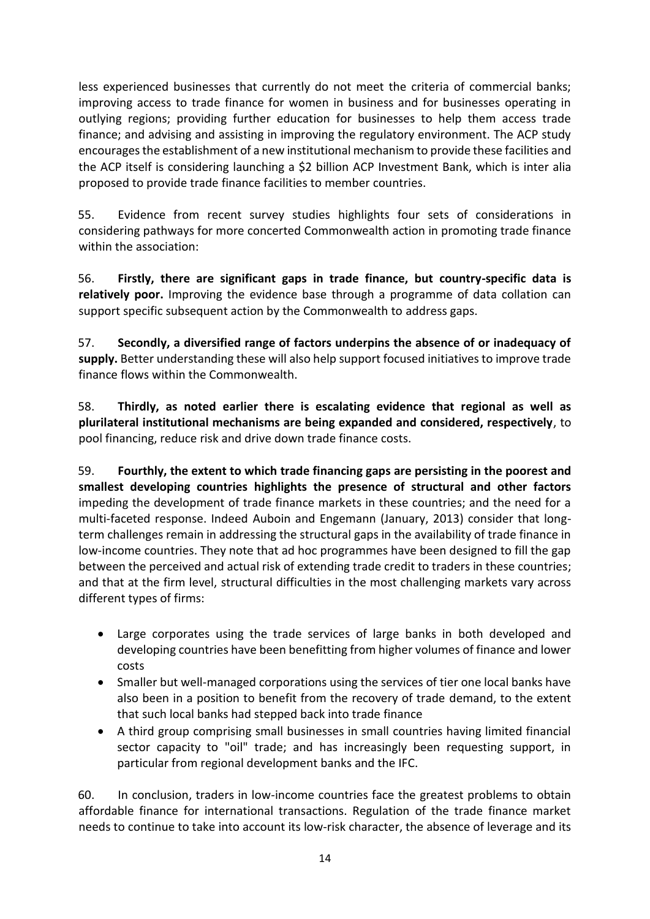less experienced businesses that currently do not meet the criteria of commercial banks; improving access to trade finance for women in business and for businesses operating in outlying regions; providing further education for businesses to help them access trade finance; and advising and assisting in improving the regulatory environment. The ACP study encourages the establishment of a new institutional mechanism to provide these facilities and the ACP itself is considering launching a $2 billion ACP Investment Bank, which is inter alia proposed to provide trade finance facilities to member countries.

55. Evidence from recent survey studies highlights four sets of considerations in considering pathways for more concerted Commonwealth action in promoting trade finance within the association:

56. **Firstly, there are significant gaps in trade finance, but country-specific data is relatively poor.** Improving the evidence base through a programme of data collation can support specific subsequent action by the Commonwealth to address gaps.

57. **Secondly, a diversified range of factors underpins the absence of or inadequacy of supply.** Better understanding these will also help support focused initiatives to improve trade finance flows within the Commonwealth.

58. **Thirdly, as noted earlier there is escalating evidence that regional as well as plurilateral institutional mechanisms are being expanded and considered, respectively**, to pool financing, reduce risk and drive down trade finance costs.

59. **Fourthly, the extent to which trade financing gaps are persisting in the poorest and smallest developing countries highlights the presence of structural and other factors** impeding the development of trade finance markets in these countries; and the need for a multi-faceted response. Indeed Auboin and Engemann (January, 2013) consider that long-term challenges remain in addressing the structural gaps in the availability of trade finance in low-income countries. They note that ad hoc programmes have been designed to fill the gap between the perceived and actual risk of extending trade credit to traders in these countries; and that at the firm level, structural difficulties in the most challenging markets vary across different types of firms:

- Large corporates using the trade services of large banks in both developed and developing countries have been benefitting from higher volumes of finance and lower costs
- Smaller but well-managed corporations using the services of tier one local banks have also been in a position to benefit from the recovery of trade demand, to the extent that such local banks had stepped back into trade finance
- A third group comprising small businesses in small countries having limited financial sector capacity to "oil" trade; and has increasingly been requesting support, in particular from regional development banks and the IFC.

60. In conclusion, traders in low-income countries face the greatest problems to obtain affordable finance for international transactions. Regulation of the trade finance market needs to continue to take into account its low-risk character, the absence of leverage and its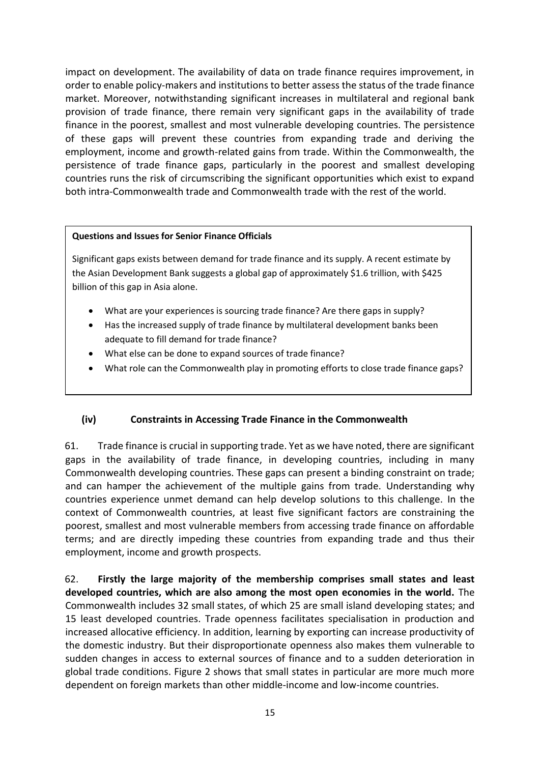impact on development. The availability of data on trade finance requires improvement, in order to enable policy-makers and institutions to better assess the status of the trade finance market. Moreover, notwithstanding significant increases in multilateral and regional bank provision of trade finance, there remain very significant gaps in the availability of trade finance in the poorest, smallest and most vulnerable developing countries. The persistence of these gaps will prevent these countries from expanding trade and deriving the employment, income and growth-related gains from trade. Within the Commonwealth, the persistence of trade finance gaps, particularly in the poorest and smallest developing countries runs the risk of circumscribing the significant opportunities which exist to expand both intra-Commonwealth trade and Commonwealth trade with the rest of the world.

> **Questions and Issues for Senior Finance Officials**
>
> Significant gaps exists between demand for trade finance and its supply. A recent estimate by the Asian Development Bank suggests a global gap of approximately $1.6 trillion, with $425 billion of this gap in Asia alone.
>
> - What are your experiences is sourcing trade finance? Are there gaps in supply?
> - Has the increased supply of trade finance by multilateral development banks been adequate to fill demand for trade finance?
> - What else can be done to expand sources of trade finance?
> - What role can the Commonwealth play in promoting efforts to close trade finance gaps?

### (iv) Constraints in Accessing Trade Finance in the Commonwealth

61. Trade finance is crucial in supporting trade. Yet as we have noted, there are significant gaps in the availability of trade finance, in developing countries, including in many Commonwealth developing countries. These gaps can present a binding constraint on trade; and can hamper the achievement of the multiple gains from trade. Understanding why countries experience unmet demand can help develop solutions to this challenge. In the context of Commonwealth countries, at least five significant factors are constraining the poorest, smallest and most vulnerable members from accessing trade finance on affordable terms; and are directly impeding these countries from expanding trade and thus their employment, income and growth prospects.

62. **Firstly the large majority of the membership comprises small states and least developed countries, which are also among the most open economies in the world.** The Commonwealth includes 32 small states, of which 25 are small island developing states; and 15 least developed countries. Trade openness facilitates specialisation in production and increased allocative efficiency. In addition, learning by exporting can increase productivity of the domestic industry. But their disproportionate openness also makes them vulnerable to sudden changes in access to external sources of finance and to a sudden deterioration in global trade conditions. Figure 2 shows that small states in particular are more much more dependent on foreign markets than other middle-income and low-income countries.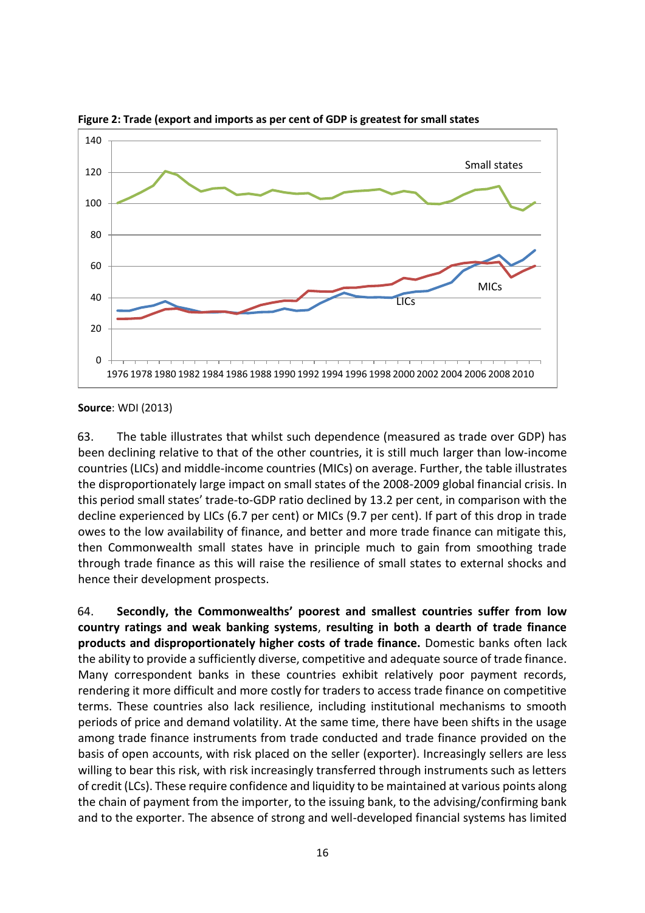**Figure 2: Trade (export and imports as per cent of GDP is greatest for small states**

**Source**: WDI (2013)

63. The table illustrates that whilst such dependence (measured as trade over GDP) has been declining relative to that of the other countries, it is still much larger than low-income countries (LICs) and middle-income countries (MICs) on average. Further, the table illustrates the disproportionately large impact on small states of the 2008-2009 global financial crisis. In this period small states' trade-to-GDP ratio declined by 13.2 per cent, in comparison with the decline experienced by LICs (6.7 per cent) or MICs (9.7 per cent). If part of this drop in trade owes to the low availability of finance, and better and more trade finance can mitigate this, then Commonwealth small states have in principle much to gain from smoothing trade through trade finance as this will raise the resilience of small states to external shocks and hence their development prospects.

64. **Secondly, the Commonwealths' poorest and smallest countries suffer from low country ratings and weak banking systems**, **resulting in both a dearth of trade finance products and disproportionately higher costs of trade finance.** Domestic banks often lack the ability to provide a sufficiently diverse, competitive and adequate source of trade finance. Many correspondent banks in these countries exhibit relatively poor payment records, rendering it more difficult and more costly for traders to access trade finance on competitive terms. These countries also lack resilience, including institutional mechanisms to smooth periods of price and demand volatility. At the same time, there have been shifts in the usage among trade finance instruments from trade conducted and trade finance provided on the basis of open accounts, with risk placed on the seller (exporter). Increasingly sellers are less willing to bear this risk, with risk increasingly transferred through instruments such as letters of credit (LCs). These require confidence and liquidity to be maintained at various points along the chain of payment from the importer, to the issuing bank, to the advising/confirming bank and to the exporter. The absence of strong and well-developed financial systems has limited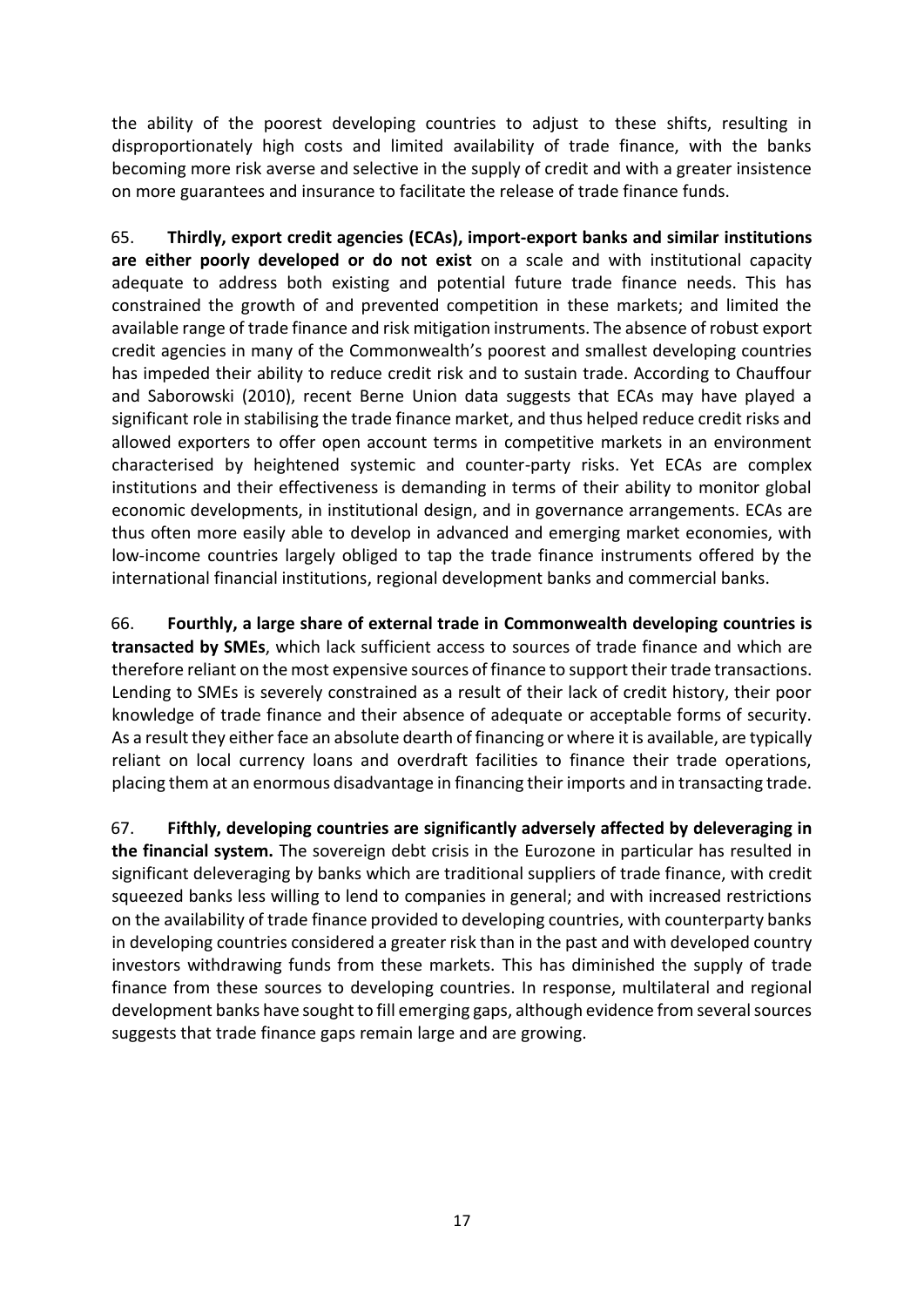the ability of the poorest developing countries to adjust to these shifts, resulting in disproportionately high costs and limited availability of trade finance, with the banks becoming more risk averse and selective in the supply of credit and with a greater insistence on more guarantees and insurance to facilitate the release of trade finance funds.

65. **Thirdly, export credit agencies (ECAs), import-export banks and similar institutions are either poorly developed or do not exist** on a scale and with institutional capacity adequate to address both existing and potential future trade finance needs. This has constrained the growth of and prevented competition in these markets; and limited the available range of trade finance and risk mitigation instruments. The absence of robust export credit agencies in many of the Commonwealth's poorest and smallest developing countries has impeded their ability to reduce credit risk and to sustain trade. According to Chauffour and Saborowski (2010), recent Berne Union data suggests that ECAs may have played a significant role in stabilising the trade finance market, and thus helped reduce credit risks and allowed exporters to offer open account terms in competitive markets in an environment characterised by heightened systemic and counter-party risks. Yet ECAs are complex institutions and their effectiveness is demanding in terms of their ability to monitor global economic developments, in institutional design, and in governance arrangements. ECAs are thus often more easily able to develop in advanced and emerging market economies, with low-income countries largely obliged to tap the trade finance instruments offered by the international financial institutions, regional development banks and commercial banks.

66. **Fourthly, a large share of external trade in Commonwealth developing countries is transacted by SMEs**, which lack sufficient access to sources of trade finance and which are therefore reliant on the most expensive sources of finance to support their trade transactions. Lending to SMEs is severely constrained as a result of their lack of credit history, their poor knowledge of trade finance and their absence of adequate or acceptable forms of security. As a result they either face an absolute dearth of financing or where it is available, are typically reliant on local currency loans and overdraft facilities to finance their trade operations, placing them at an enormous disadvantage in financing their imports and in transacting trade.

67. **Fifthly, developing countries are significantly adversely affected by deleveraging in the financial system.** The sovereign debt crisis in the Eurozone in particular has resulted in significant deleveraging by banks which are traditional suppliers of trade finance, with credit squeezed banks less willing to lend to companies in general; and with increased restrictions on the availability of trade finance provided to developing countries, with counterparty banks in developing countries considered a greater risk than in the past and with developed country investors withdrawing funds from these markets. This has diminished the supply of trade finance from these sources to developing countries. In response, multilateral and regional development banks have sought to fill emerging gaps, although evidence from several sources suggests that trade finance gaps remain large and are growing.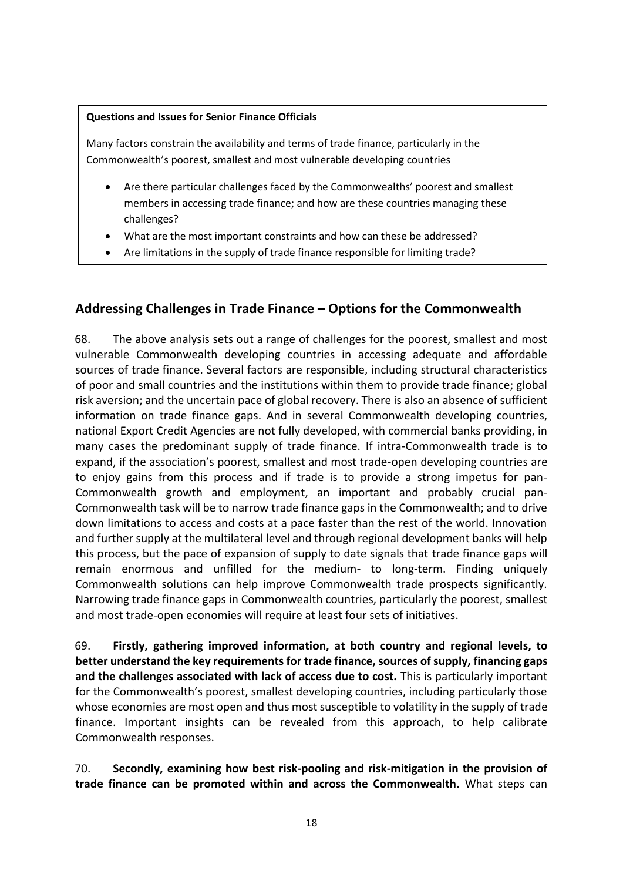**Questions and Issues for Senior Finance Officials**

Many factors constrain the availability and terms of trade finance, particularly in the Commonwealth's poorest, smallest and most vulnerable developing countries

- Are there particular challenges faced by the Commonwealths' poorest and smallest members in accessing trade finance; and how are these countries managing these challenges?
- What are the most important constraints and how can these be addressed?
- Are limitations in the supply of trade finance responsible for limiting trade?

## Addressing Challenges in Trade Finance – Options for the Commonwealth

68. The above analysis sets out a range of challenges for the poorest, smallest and most vulnerable Commonwealth developing countries in accessing adequate and affordable sources of trade finance. Several factors are responsible, including structural characteristics of poor and small countries and the institutions within them to provide trade finance; global risk aversion; and the uncertain pace of global recovery. There is also an absence of sufficient information on trade finance gaps. And in several Commonwealth developing countries, national Export Credit Agencies are not fully developed, with commercial banks providing, in many cases the predominant supply of trade finance. If intra-Commonwealth trade is to expand, if the association's poorest, smallest and most trade-open developing countries are to enjoy gains from this process and if trade is to provide a strong impetus for pan-Commonwealth growth and employment, an important and probably crucial pan-Commonwealth task will be to narrow trade finance gaps in the Commonwealth; and to drive down limitations to access and costs at a pace faster than the rest of the world. Innovation and further supply at the multilateral level and through regional development banks will help this process, but the pace of expansion of supply to date signals that trade finance gaps will remain enormous and unfilled for the medium- to long-term. Finding uniquely Commonwealth solutions can help improve Commonwealth trade prospects significantly. Narrowing trade finance gaps in Commonwealth countries, particularly the poorest, smallest and most trade-open economies will require at least four sets of initiatives.

69. **Firstly, gathering improved information, at both country and regional levels, to better understand the key requirements for trade finance, sources of supply, financing gaps and the challenges associated with lack of access due to cost.** This is particularly important for the Commonwealth's poorest, smallest developing countries, including particularly those whose economies are most open and thus most susceptible to volatility in the supply of trade finance. Important insights can be revealed from this approach, to help calibrate Commonwealth responses.

70. **Secondly, examining how best risk-pooling and risk-mitigation in the provision of trade finance can be promoted within and across the Commonwealth.** What steps can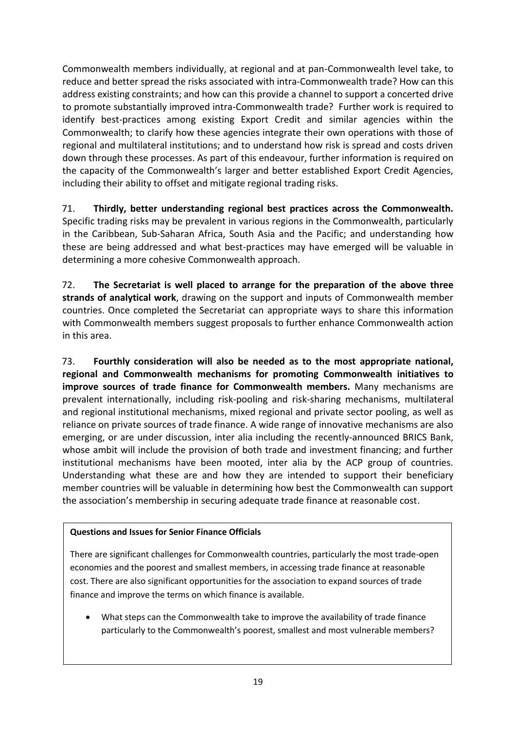Commonwealth members individually, at regional and at pan-Commonwealth level take, to reduce and better spread the risks associated with intra-Commonwealth trade? How can this address existing constraints; and how can this provide a channel to support a concerted drive to promote substantially improved intra-Commonwealth trade? Further work is required to identify best-practices among existing Export Credit and similar agencies within the Commonwealth; to clarify how these agencies integrate their own operations with those of regional and multilateral institutions; and to understand how risk is spread and costs driven down through these processes. As part of this endeavour, further information is required on the capacity of the Commonwealth's larger and better established Export Credit Agencies, including their ability to offset and mitigate regional trading risks.

71. **Thirdly, better understanding regional best practices across the Commonwealth.** Specific trading risks may be prevalent in various regions in the Commonwealth, particularly in the Caribbean, Sub-Saharan Africa, South Asia and the Pacific; and understanding how these are being addressed and what best-practices may have emerged will be valuable in determining a more cohesive Commonwealth approach.

72. **The Secretariat is well placed to arrange for the preparation of the above three strands of analytical work**, drawing on the support and inputs of Commonwealth member countries. Once completed the Secretariat can appropriate ways to share this information with Commonwealth members suggest proposals to further enhance Commonwealth action in this area.

73. **Fourthly consideration will also be needed as to the most appropriate national, regional and Commonwealth mechanisms for promoting Commonwealth initiatives to improve sources of trade finance for Commonwealth members.** Many mechanisms are prevalent internationally, including risk-pooling and risk-sharing mechanisms, multilateral and regional institutional mechanisms, mixed regional and private sector pooling, as well as reliance on private sources of trade finance. A wide range of innovative mechanisms are also emerging, or are under discussion, inter alia including the recently-announced BRICS Bank, whose ambit will include the provision of both trade and investment financing; and further institutional mechanisms have been mooted, inter alia by the ACP group of countries. Understanding what these are and how they are intended to support their beneficiary member countries will be valuable in determining how best the Commonwealth can support the association's membership in securing adequate trade finance at reasonable cost.

**Questions and Issues for Senior Finance Officials**

There are significant challenges for Commonwealth countries, particularly the most trade-open economies and the poorest and smallest members, in accessing trade finance at reasonable cost. There are also significant opportunities for the association to expand sources of trade finance and improve the terms on which finance is available.

- What steps can the Commonwealth take to improve the availability of trade finance particularly to the Commonwealth's poorest, smallest and most vulnerable members?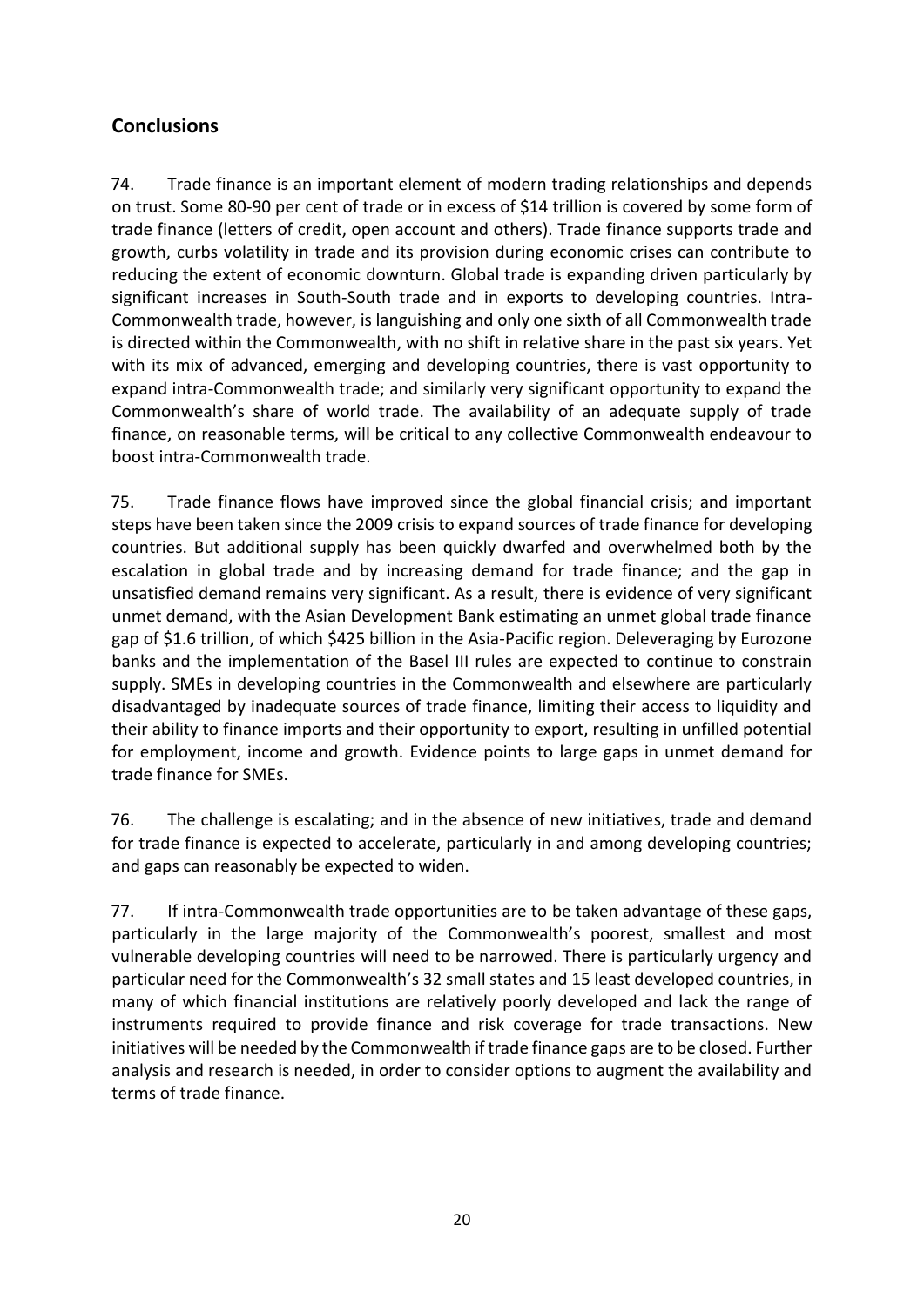## Conclusions

74. Trade finance is an important element of modern trading relationships and depends on trust. Some 80-90 per cent of trade or in excess of $14 trillion is covered by some form of trade finance (letters of credit, open account and others). Trade finance supports trade and growth, curbs volatility in trade and its provision during economic crises can contribute to reducing the extent of economic downturn. Global trade is expanding driven particularly by significant increases in South-South trade and in exports to developing countries. Intra-Commonwealth trade, however, is languishing and only one sixth of all Commonwealth trade is directed within the Commonwealth, with no shift in relative share in the past six years. Yet with its mix of advanced, emerging and developing countries, there is vast opportunity to expand intra-Commonwealth trade; and similarly very significant opportunity to expand the Commonwealth's share of world trade. The availability of an adequate supply of trade finance, on reasonable terms, will be critical to any collective Commonwealth endeavour to boost intra-Commonwealth trade.

75. Trade finance flows have improved since the global financial crisis; and important steps have been taken since the 2009 crisis to expand sources of trade finance for developing countries. But additional supply has been quickly dwarfed and overwhelmed both by the escalation in global trade and by increasing demand for trade finance; and the gap in unsatisfied demand remains very significant. As a result, there is evidence of very significant unmet demand, with the Asian Development Bank estimating an unmet global trade finance gap of $1.6 trillion, of which $425 billion in the Asia-Pacific region. Deleveraging by Eurozone banks and the implementation of the Basel III rules are expected to continue to constrain supply. SMEs in developing countries in the Commonwealth and elsewhere are particularly disadvantaged by inadequate sources of trade finance, limiting their access to liquidity and their ability to finance imports and their opportunity to export, resulting in unfilled potential for employment, income and growth. Evidence points to large gaps in unmet demand for trade finance for SMEs.

76. The challenge is escalating; and in the absence of new initiatives, trade and demand for trade finance is expected to accelerate, particularly in and among developing countries; and gaps can reasonably be expected to widen.

77. If intra-Commonwealth trade opportunities are to be taken advantage of these gaps, particularly in the large majority of the Commonwealth's poorest, smallest and most vulnerable developing countries will need to be narrowed. There is particularly urgency and particular need for the Commonwealth's 32 small states and 15 least developed countries, in many of which financial institutions are relatively poorly developed and lack the range of instruments required to provide finance and risk coverage for trade transactions. New initiatives will be needed by the Commonwealth if trade finance gaps are to be closed. Further analysis and research is needed, in order to consider options to augment the availability and terms of trade finance.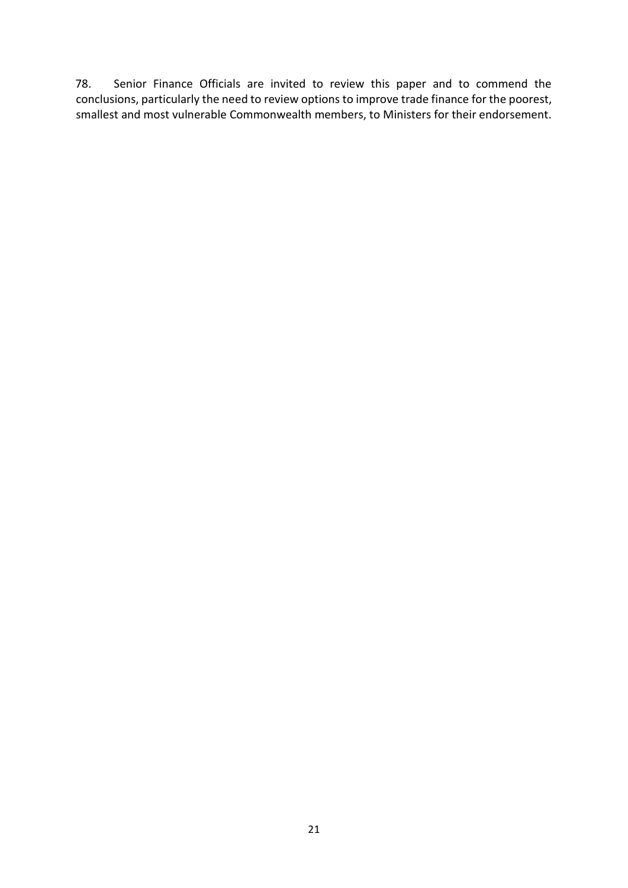78. Senior Finance Officials are invited to review this paper and to commend the conclusions, particularly the need to review options to improve trade finance for the poorest, smallest and most vulnerable Commonwealth members, to Ministers for their endorsement.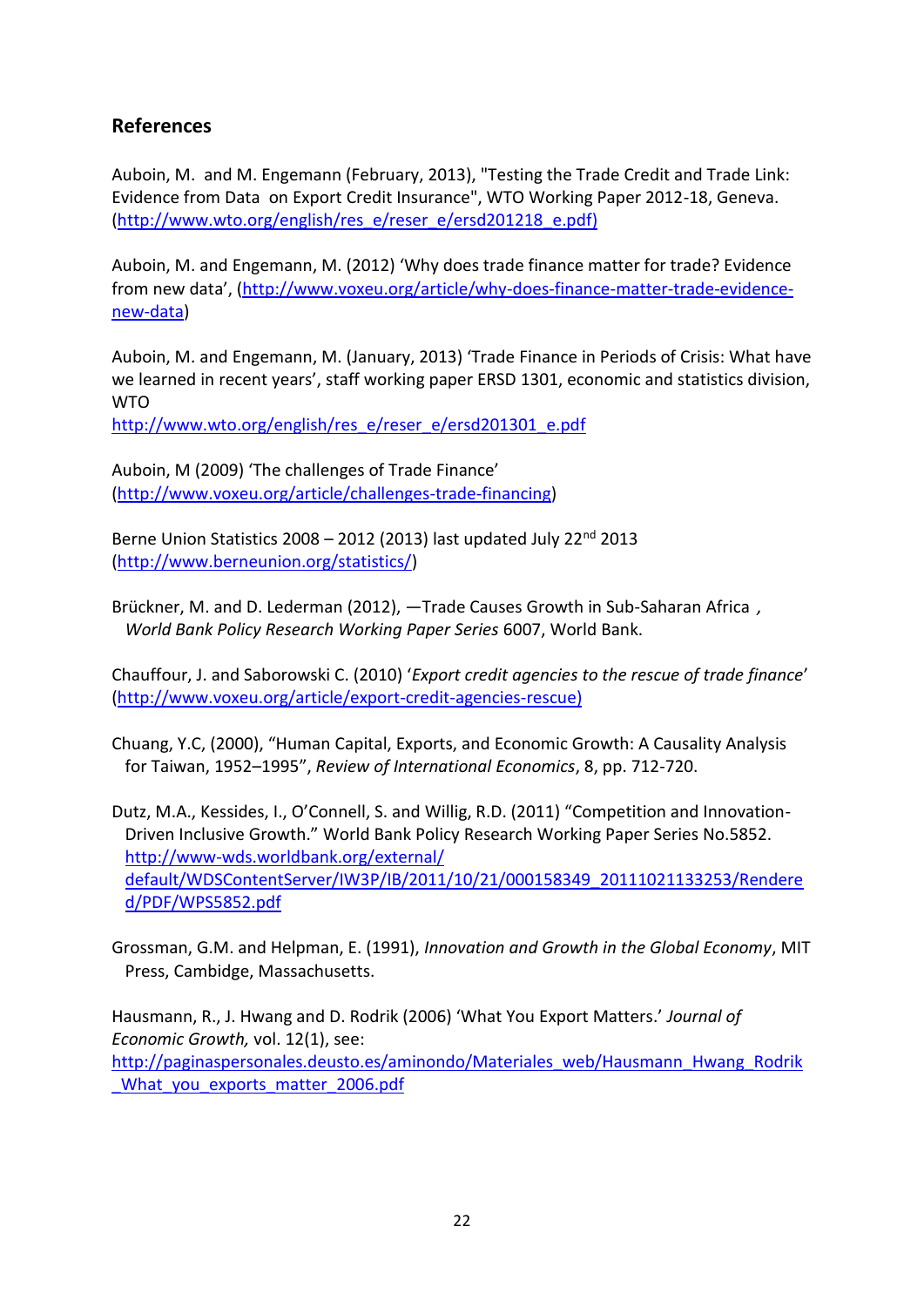## References

Auboin, M. and M. Engemann (February, 2013), "Testing the Trade Credit and Trade Link: Evidence from Data on Export Credit Insurance", WTO Working Paper 2012-18, Geneva. (http://www.wto.org/english/res_e/reser_e/ersd201218_e.pdf)

Auboin, M. and Engemann, M. (2012) 'Why does trade finance matter for trade? Evidence from new data', (http://www.voxeu.org/article/why-does-finance-matter-trade-evidence-new-data)

Auboin, M. and Engemann, M. (January, 2013) 'Trade Finance in Periods of Crisis: What have we learned in recent years', staff working paper ERSD 1301, economic and statistics division, WTO
http://www.wto.org/english/res_e/reser_e/ersd201301_e.pdf

Auboin, M (2009) 'The challenges of Trade Finance' (http://www.voxeu.org/article/challenges-trade-financing)

Berne Union Statistics 2008 – 2012 (2013) last updated July 22nd 2013 (http://www.berneunion.org/statistics/)

Brückner, M. and D. Lederman (2012), —Trade Causes Growth in Sub-Saharan Africa , *World Bank Policy Research Working Paper Series* 6007, World Bank.

Chauffour, J. and Saborowski C. (2010) '*Export credit agencies to the rescue of trade finance*' (http://www.voxeu.org/article/export-credit-agencies-rescue)

Chuang, Y.C, (2000), "Human Capital, Exports, and Economic Growth: A Causality Analysis for Taiwan, 1952–1995", *Review of International Economics*, 8, pp. 712-720.

Dutz, M.A., Kessides, I., O'Connell, S. and Willig, R.D. (2011) "Competition and Innovation-Driven Inclusive Growth." World Bank Policy Research Working Paper Series No.5852. http://www-wds.worldbank.org/external/default/WDSContentServer/IW3P/IB/2011/10/21/000158349_20111021133253/Rendered/PDF/WPS5852.pdf

Grossman, G.M. and Helpman, E. (1991), *Innovation and Growth in the Global Economy*, MIT Press, Cambidge, Massachusetts.

Hausmann, R., J. Hwang and D. Rodrik (2006) 'What You Export Matters.' *Journal of Economic Growth,* vol. 12(1), see:
http://paginaspersonales.deusto.es/aminondo/Materiales_web/Hausmann_Hwang_Rodrik_What_you_exports_matter_2006.pdf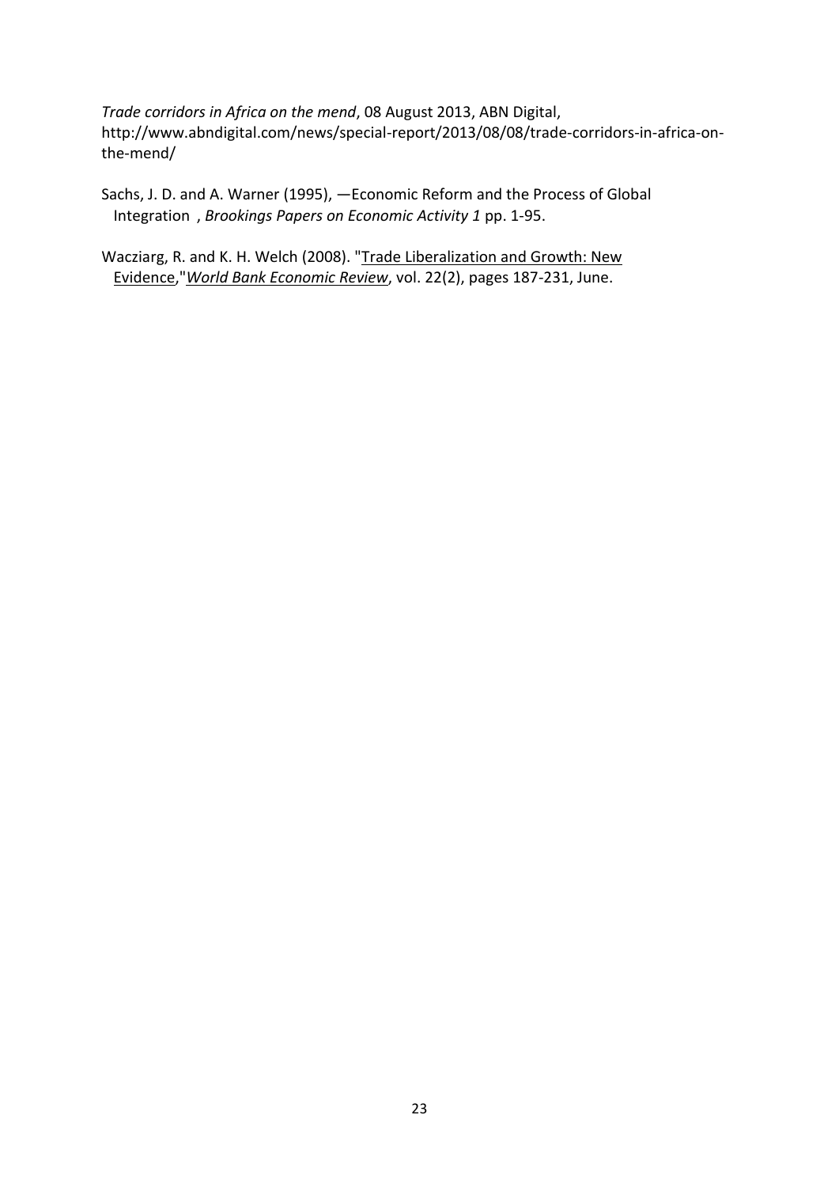*Trade corridors in Africa on the mend*, 08 August 2013, ABN Digital, http://www.abndigital.com/news/special-report/2013/08/08/trade-corridors-in-africa-on-the-mend/

Sachs, J. D. and A. Warner (1995), —Economic Reform and the Process of Global Integration , *Brookings Papers on Economic Activity 1* pp. 1-95.

Wacziarg, R. and K. H. Welch (2008). "Trade Liberalization and Growth: New Evidence,"*World Bank Economic Review*, vol. 22(2), pages 187-231, June.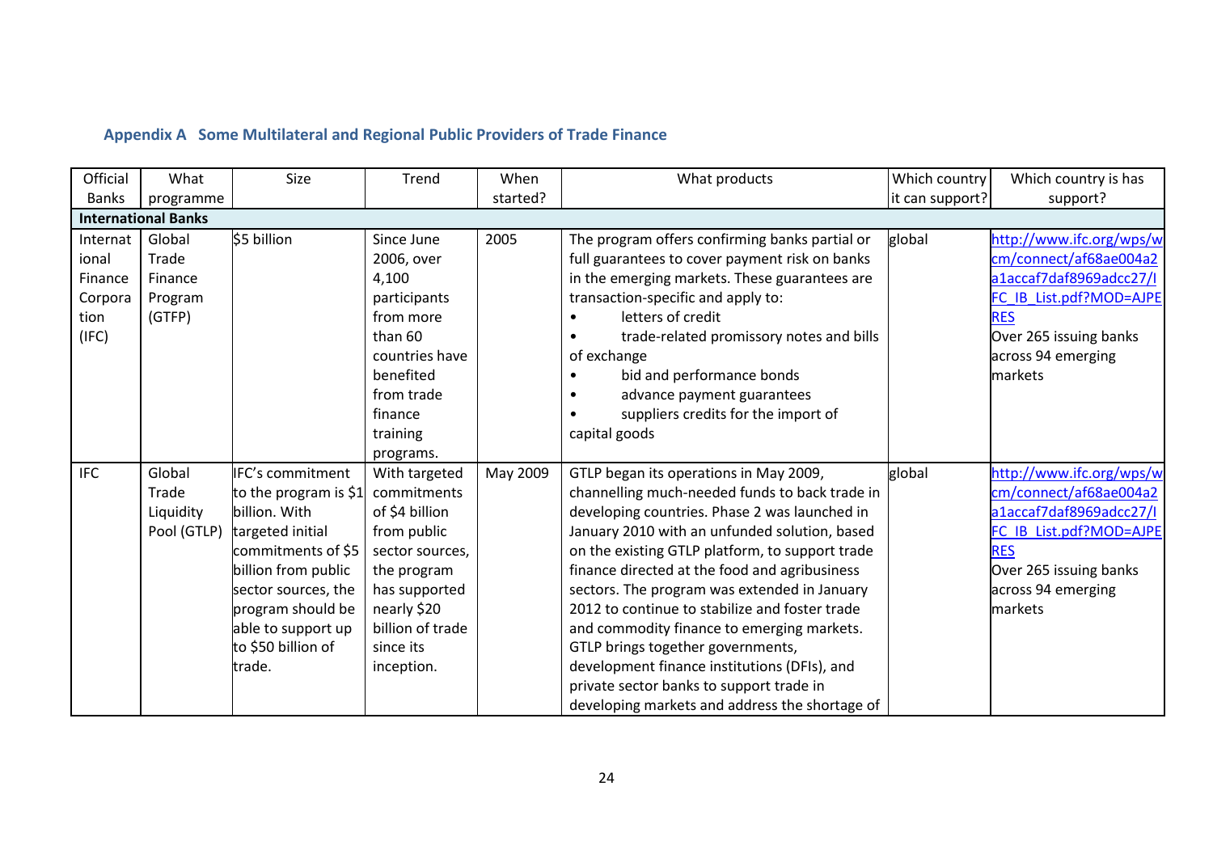### Appendix A Some Multilateral and Regional Public Providers of Trade Finance

| Official Banks | What programme | Size | Trend | When started? | What products | Which country it can support? | Which country is has support? |
|---|---|---|---|---|---|---|---|
| **International Banks** | | | | | | | |
| International Finance Corporation (IFC) | Global Trade Finance Program (GTFP) | $5 billion | Since June 2006, over 4,100 participants from more than 60 countries have benefited from trade finance training programs. | 2005 | The program offers confirming banks partial or full guarantees to cover payment risk on banks in the emerging markets. These guarantees are transaction-specific and apply to: • letters of credit • trade-related promissory notes and bills of exchange • bid and performance bonds • advance payment guarantees • suppliers credits for the import of capital goods | global | http://www.ifc.org/wps/wcm/connect/af68ae004a2a1accaf7daf8969adcc27/IFC_IB_List.pdf?MOD=AJPERES Over 265 issuing banks across 94 emerging markets |
| IFC | Global Trade Liquidity Pool (GTLP) | IFC's commitment to the program is $1 billion. With targeted initial commitments of $5 billion from public sector sources, the program should be able to support up to $50 billion of trade. | With targeted commitments of $4 billion from public sector sources, the program has supported nearly $20 billion of trade since its inception. | May 2009 | GTLP began its operations in May 2009, channelling much-needed funds to back trade in developing countries. Phase 2 was launched in January 2010 with an unfunded solution, based on the existing GTLP platform, to support trade finance directed at the food and agribusiness sectors. The program was extended in January 2012 to continue to stabilize and foster trade and commodity finance to emerging markets. GTLP brings together governments, development finance institutions (DFIs), and private sector banks to support trade in developing markets and address the shortage of | global | http://www.ifc.org/wps/wcm/connect/af68ae004a2a1accaf7daf8969adcc27/IFC_IB_List.pdf?MOD=AJPERES Over 265 issuing banks across 94 emerging markets |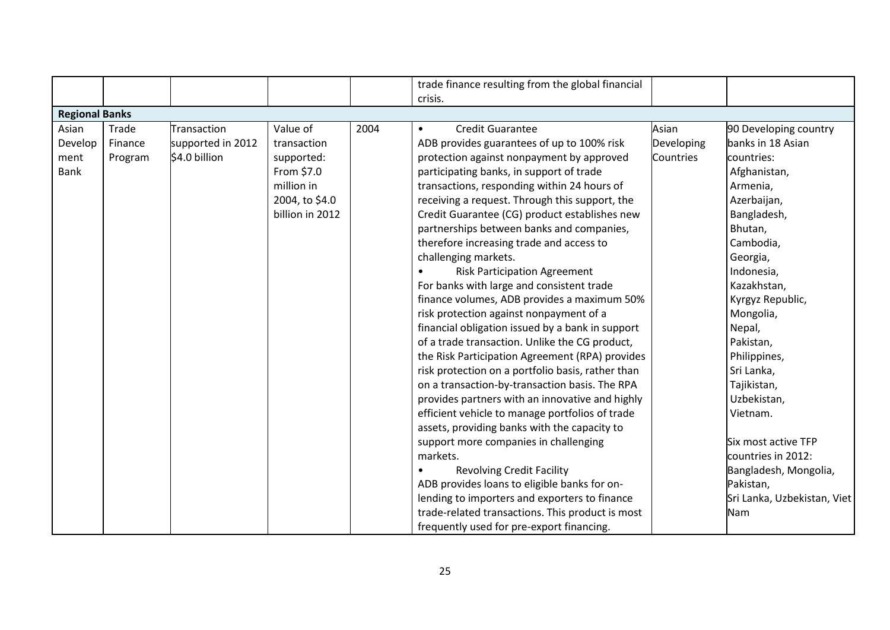|  |  |  |  |  | trade finance resulting from the global financial crisis. |  |  |
|---|---|---|---|---|---|---|---|
| **Regional Banks** |  |  |  |  |  |  |  |
| Asian Development Bank | Trade Finance Program | Transaction supported in 2012 $4.0 billion | Value of transaction supported: From $7.0 million in 2004, to $4.0 billion in 2012 | 2004 | • Credit Guarantee<br>ADB provides guarantees of up to 100% risk protection against nonpayment by approved participating banks, in support of trade transactions, responding within 24 hours of receiving a request. Through this support, the Credit Guarantee (CG) product establishes new partnerships between banks and companies, therefore increasing trade and access to challenging markets.<br>• Risk Participation Agreement<br>For banks with large and consistent trade finance volumes, ADB provides a maximum 50% risk protection against nonpayment of a financial obligation issued by a bank in support of a trade transaction. Unlike the CG product, the Risk Participation Agreement (RPA) provides risk protection on a portfolio basis, rather than on a transaction-by-transaction basis. The RPA provides partners with an innovative and highly efficient vehicle to manage portfolios of trade assets, providing banks with the capacity to support more companies in challenging markets.<br>• Revolving Credit Facility<br>ADB provides loans to eligible banks for on-lending to importers and exporters to finance trade-related transactions. This product is most frequently used for pre-export financing. | Asian Developing Countries | 90 Developing country banks in 18 Asian countries: Afghanistan, Armenia, Azerbaijan, Bangladesh, Bhutan, Cambodia, Georgia, Indonesia, Kazakhstan, Kyrgyz Republic, Mongolia, Nepal, Pakistan, Philippines, Sri Lanka, Tajikistan, Uzbekistan, Vietnam.<br><br>Six most active TFP countries in 2012: Bangladesh, Mongolia, Pakistan, Sri Lanka, Uzbekistan, Viet Nam |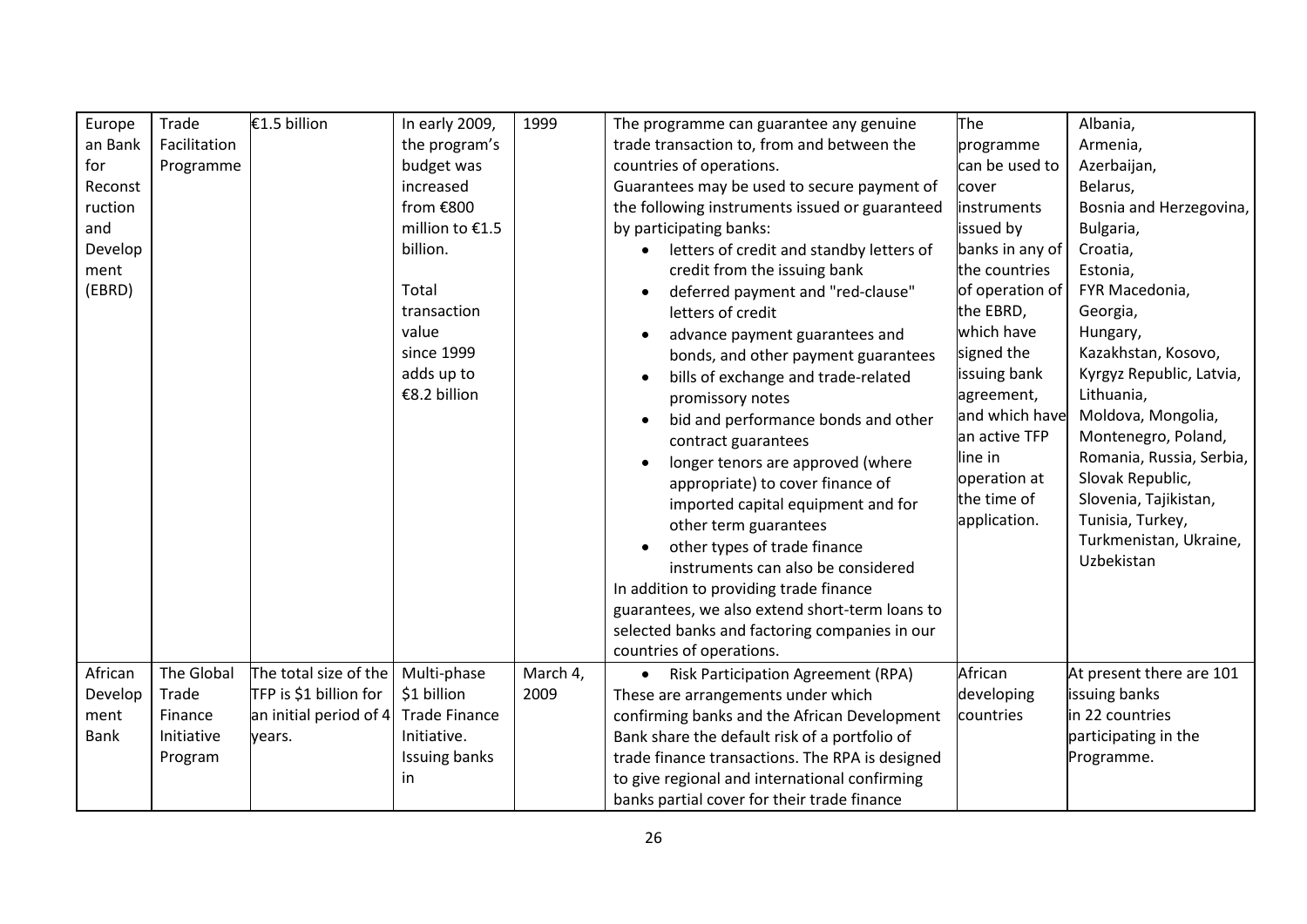| European Bank for Reconstruction and Development (EBRD) | Trade Facilitation Programme | €1.5 billion | In early 2009, the program's budget was increased from €800 million to €1.5 billion.<br><br>Total transaction value since 1999 adds up to €8.2 billion | 1999 | The programme can guarantee any genuine trade transaction to, from and between the countries of operations.<br>Guarantees may be used to secure payment of the following instruments issued or guaranteed by participating banks:<br>• letters of credit and standby letters of credit from the issuing bank<br>• deferred payment and "red-clause" letters of credit<br>• advance payment guarantees and bonds, and other payment guarantees<br>• bills of exchange and trade-related promissory notes<br>• bid and performance bonds and other contract guarantees<br>• longer tenors are approved (where appropriate) to cover finance of imported capital equipment and for other term guarantees<br>• other types of trade finance instruments can also be considered<br>In addition to providing trade finance guarantees, we also extend short-term loans to selected banks and factoring companies in our countries of operations. | The programme can be used to cover instruments issued by banks in any of the countries of operation of the EBRD, which have signed the issuing bank agreement, and which have an active TFP line in operation at the time of application. | Albania, Armenia, Azerbaijan, Belarus, Bosnia and Herzegovina, Bulgaria, Croatia, Estonia, FYR Macedonia, Georgia, Hungary, Kazakhstan, Kosovo, Kyrgyz Republic, Latvia, Lithuania, Moldova, Mongolia, Montenegro, Poland, Romania, Russia, Serbia, Slovak Republic, Slovenia, Tajikistan, Tunisia, Turkey, Turkmenistan, Ukraine, Uzbekistan |
|---|---|---|---|---|---|---|---|
| African Development Bank | The Global Trade Finance Initiative Program | The total size of the TFP is $1 billion for an initial period of 4 years. | Multi-phase $1 billion Trade Finance Initiative. Issuing banks in | March 4, 2009 | • Risk Participation Agreement (RPA)<br>These are arrangements under which confirming banks and the African Development Bank share the default risk of a portfolio of trade finance transactions. The RPA is designed to give regional and international confirming banks partial cover for their trade finance | African developing countries | At present there are 101 issuing banks in 22 countries participating in the Programme. |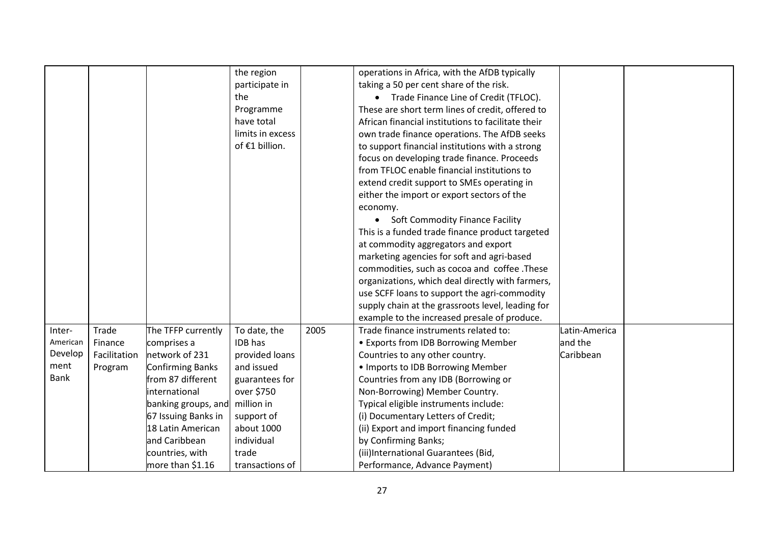|  |  |  | the region participate in the Programme have total limits in excess of €1 billion. |  | operations in Africa, with the AfDB typically taking a 50 per cent share of the risk.<br>• Trade Finance Line of Credit (TFLOC). These are short term lines of credit, offered to African financial institutions to facilitate their own trade finance operations. The AfDB seeks to support financial institutions with a strong focus on developing trade finance. Proceeds from TFLOC enable financial institutions to extend credit support to SMEs operating in either the import or export sectors of the economy.<br>• Soft Commodity Finance Facility<br>This is a funded trade finance product targeted at commodity aggregators and export marketing agencies for soft and agri-based commodities, such as cocoa and coffee .These organizations, which deal directly with farmers, use SCFF loans to support the agri-commodity supply chain at the grassroots level, leading for example to the increased presale of produce. |  |  |
|---|---|---|---|---|---|---|---|
| Inter-American Development Bank | Trade Finance Facilitation Program | The TFFP currently comprises a network of 231 Confirming Banks from 87 different international banking groups, and 67 Issuing Banks in 18 Latin American and Caribbean countries, with more than $1.16 | To date, the IDB has provided loans and issued guarantees for over $750 million in support of about 1000 individual trade transactions of | 2005 | Trade finance instruments related to:<br>• Exports from IDB Borrowing Member Countries to any other country.<br>• Imports to IDB Borrowing Member Countries from any IDB (Borrowing or Non-Borrowing) Member Country.<br>Typical eligible instruments include:<br>(i) Documentary Letters of Credit;<br>(ii) Export and import financing funded by Confirming Banks;<br>(iii)International Guarantees (Bid, Performance, Advance Payment) | Latin-America and the Caribbean |  |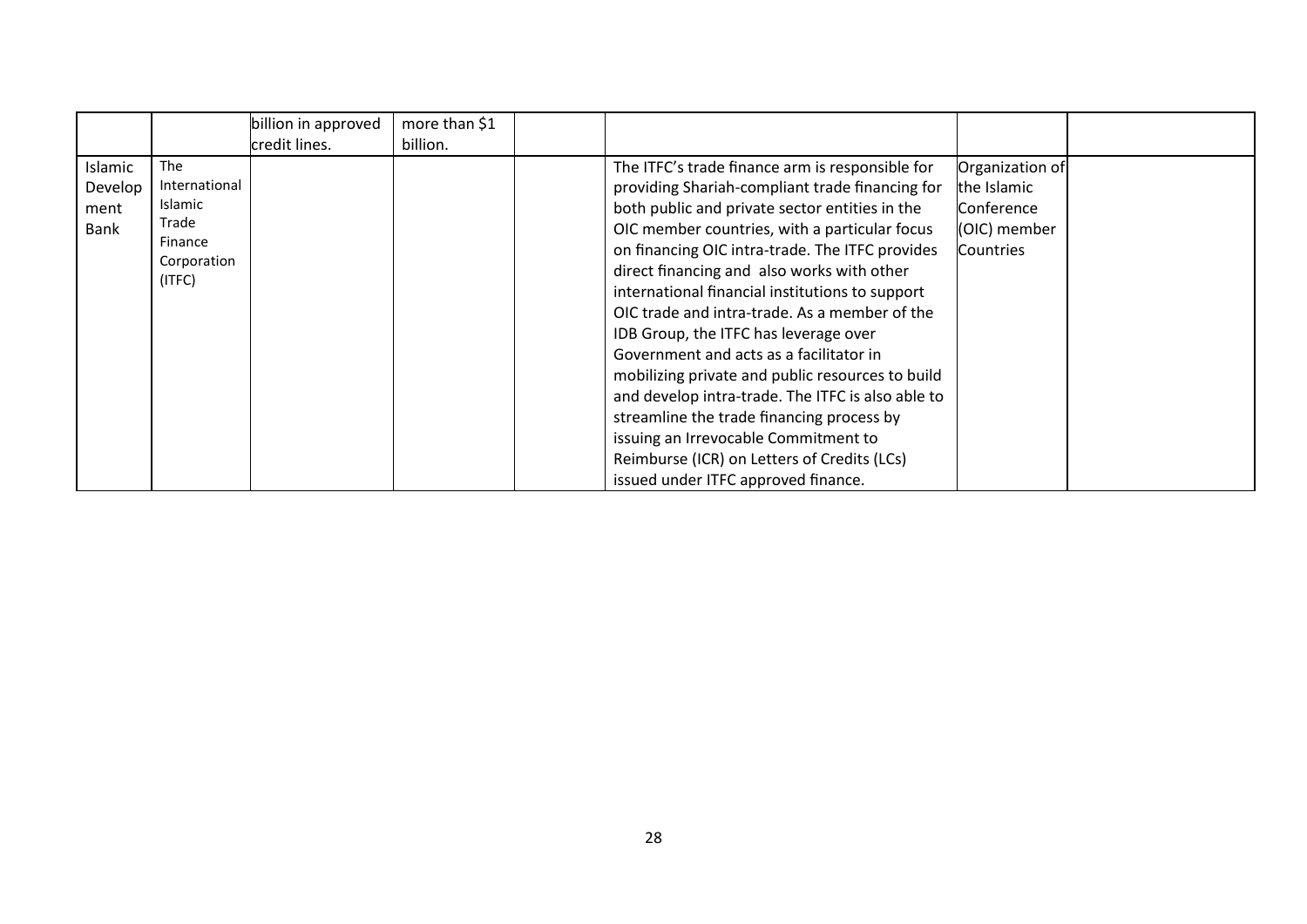| | | | | | | | |
|---|---|---|---|---|---|---|---|
| | | billion in approved credit lines. | more than $1 billion. | | | | |
| Islamic Development Bank | The International Islamic Trade Finance Corporation (ITFC) | | | | The ITFC's trade finance arm is responsible for providing Shariah-compliant trade financing for both public and private sector entities in the OIC member countries, with a particular focus on financing OIC intra-trade. The ITFC provides direct financing and also works with other international financial institutions to support OIC trade and intra-trade. As a member of the IDB Group, the ITFC has leverage over Government and acts as a facilitator in mobilizing private and public resources to build and develop intra-trade. The ITFC is also able to streamline the trade financing process by issuing an Irrevocable Commitment to Reimburse (ICR) on Letters of Credits (LCs) issued under ITFC approved finance. | Organization of the Islamic Conference (OIC) member Countries | |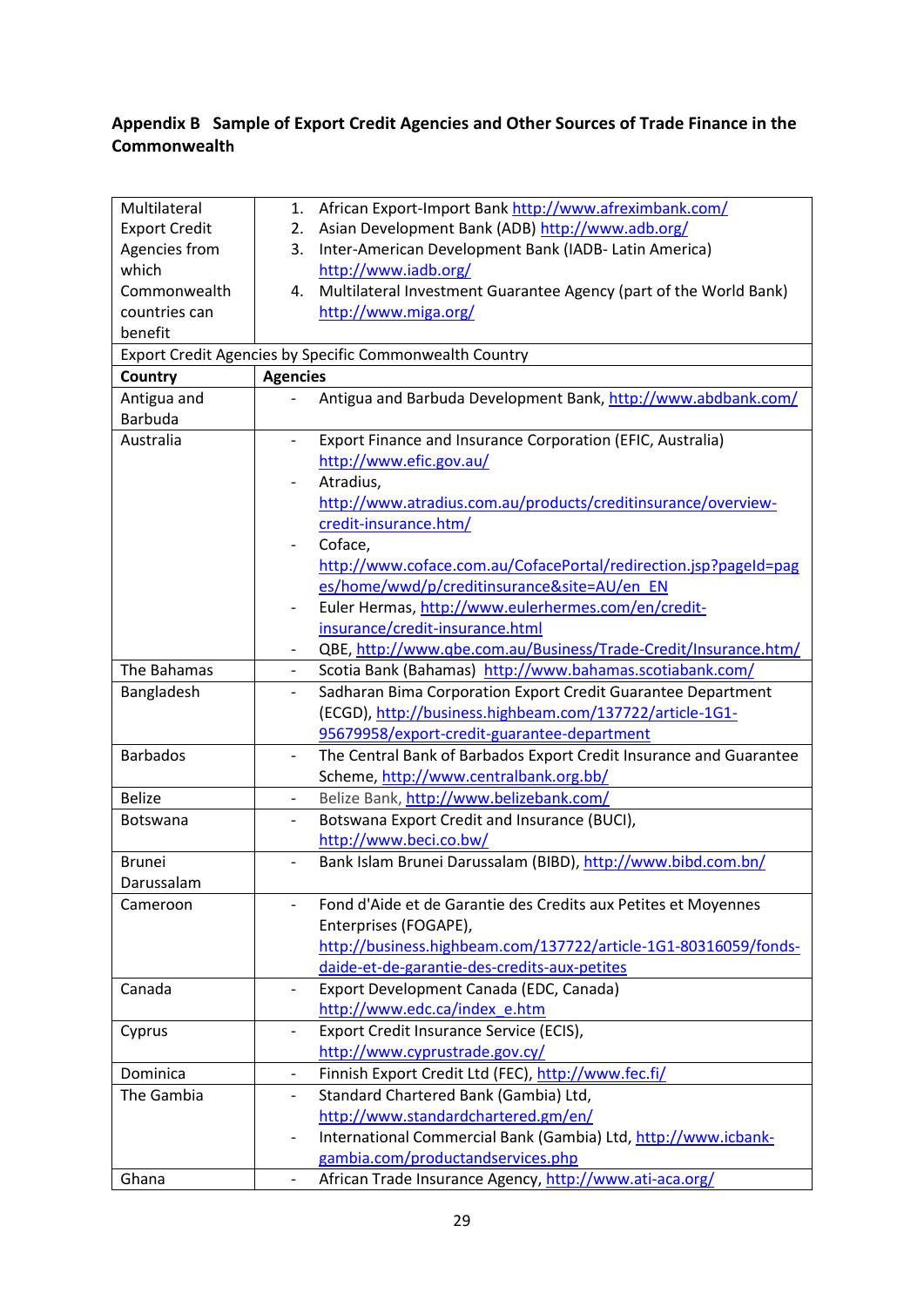**Appendix B  Sample of Export Credit Agencies and Other Sources of Trade Finance in the Commonwealth**

| Multilateral Export Credit Agencies from which Commonwealth countries can benefit | 1. African Export-Import Bank http://www.afreximbank.com/<br>2. Asian Development Bank (ADB) http://www.adb.org/<br>3. Inter-American Development Bank (IADB- Latin America) http://www.iadb.org/<br>4. Multilateral Investment Guarantee Agency (part of the World Bank) http://www.miga.org/ |
|---|---|
| Export Credit Agencies by Specific Commonwealth Country | |
| **Country** | **Agencies** |
| Antigua and Barbuda | - Antigua and Barbuda Development Bank, http://www.abdbank.com/ |
| Australia | - Export Finance and Insurance Corporation (EFIC, Australia) http://www.efic.gov.au/<br>- Atradius, http://www.atradius.com.au/products/creditinsurance/overview-credit-insurance.htm/<br>- Coface, http://www.coface.com.au/CofacePortal/redirection.jsp?pageId=pages/home/wwd/p/creditinsurance&site=AU/en_EN<br>- Euler Hermas, http://www.eulerhermes.com/en/credit-insurance/credit-insurance.html<br>- QBE, http://www.qbe.com.au/Business/Trade-Credit/Insurance.htm/ |
| The Bahamas | - Scotia Bank (Bahamas) http://www.bahamas.scotiabank.com/ |
| Bangladesh | - Sadharan Bima Corporation Export Credit Guarantee Department (ECGD), http://business.highbeam.com/137722/article-1G1-95679958/export-credit-guarantee-department |
| Barbados | - The Central Bank of Barbados Export Credit Insurance and Guarantee Scheme, http://www.centralbank.org.bb/ |
| Belize | - Belize Bank, http://www.belizebank.com/ |
| Botswana | - Botswana Export Credit and Insurance (BUCI), http://www.beci.co.bw/ |
| Brunei Darussalam | - Bank Islam Brunei Darussalam (BIBD), http://www.bibd.com.bn/ |
| Cameroon | - Fond d'Aide et de Garantie des Credits aux Petites et Moyennes Enterprises (FOGAPE), http://business.highbeam.com/137722/article-1G1-80316059/fonds-daide-et-de-garantie-des-credits-aux-petites |
| Canada | - Export Development Canada (EDC, Canada) http://www.edc.ca/index_e.htm |
| Cyprus | - Export Credit Insurance Service (ECIS), http://www.cyprustrade.gov.cy/ |
| Dominica | - Finnish Export Credit Ltd (FEC), http://www.fec.fi/ |
| The Gambia | - Standard Chartered Bank (Gambia) Ltd, http://www.standardchartered.gm/en/<br>- International Commercial Bank (Gambia) Ltd, http://www.icbank-gambia.com/productandservices.php |
| Ghana | - African Trade Insurance Agency, http://www.ati-aca.org/ |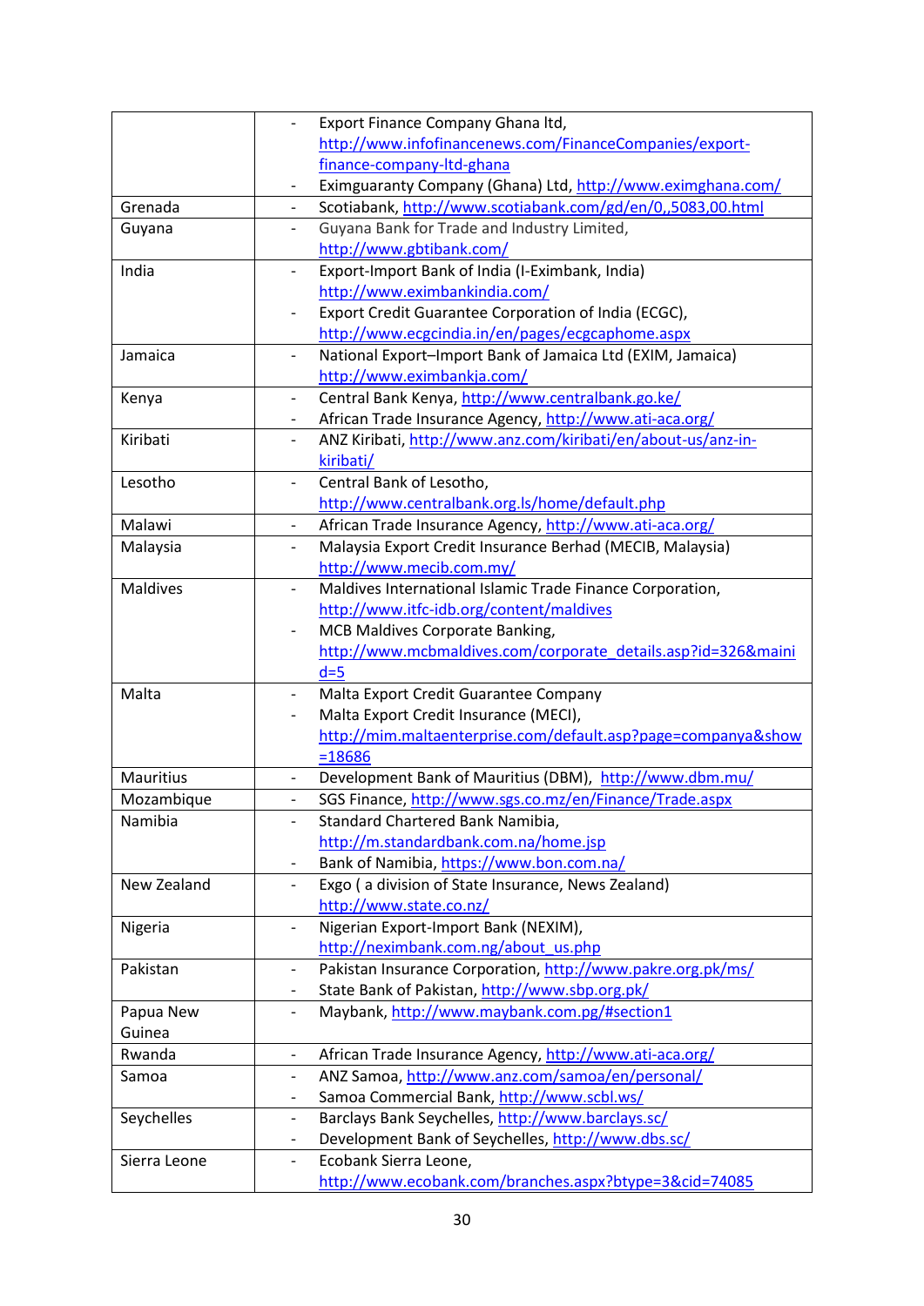| | |
|---|---|
| | - Export Finance Company Ghana ltd, http://www.infofinancenews.com/FinanceCompanies/export-finance-company-ltd-ghana<br>- Eximguaranty Company (Ghana) Ltd, http://www.eximghana.com/ |
| Grenada | - Scotiabank, http://www.scotiabank.com/gd/en/0,,5083,00.html |
| Guyana | - Guyana Bank for Trade and Industry Limited, http://www.gbtibank.com/ |
| India | - Export-Import Bank of India (I-Eximbank, India) http://www.eximbankindia.com/<br>- Export Credit Guarantee Corporation of India (ECGC), http://www.ecgcindia.in/en/pages/ecgcaphome.aspx |
| Jamaica | - National Export–Import Bank of Jamaica Ltd (EXIM, Jamaica) http://www.eximbankja.com/ |
| Kenya | - Central Bank Kenya, http://www.centralbank.go.ke/<br>- African Trade Insurance Agency, http://www.ati-aca.org/ |
| Kiribati | - ANZ Kiribati, http://www.anz.com/kiribati/en/about-us/anz-in-kiribati/ |
| Lesotho | - Central Bank of Lesotho, http://www.centralbank.org.ls/home/default.php |
| Malawi | - African Trade Insurance Agency, http://www.ati-aca.org/ |
| Malaysia | - Malaysia Export Credit Insurance Berhad (MECIB, Malaysia) http://www.mecib.com.my/ |
| Maldives | - Maldives International Islamic Trade Finance Corporation, http://www.itfc-idb.org/content/maldives<br>- MCB Maldives Corporate Banking, http://www.mcbmaldives.com/corporate_details.asp?id=326&maind=5 |
| Malta | - Malta Export Credit Guarantee Company<br>- Malta Export Credit Insurance (MECI), http://mim.maltaenterprise.com/default.asp?page=companya&show=18686 |
| Mauritius | - Development Bank of Mauritius (DBM), http://www.dbm.mu/ |
| Mozambique | - SGS Finance, http://www.sgs.co.mz/en/Finance/Trade.aspx |
| Namibia | - Standard Chartered Bank Namibia, http://m.standardbank.com.na/home.jsp<br>- Bank of Namibia, https://www.bon.com.na/ |
| New Zealand | - Exgo ( a division of State Insurance, News Zealand) http://www.state.co.nz/ |
| Nigeria | - Nigerian Export-Import Bank (NEXIM), http://neximbank.com.ng/about_us.php |
| Pakistan | - Pakistan Insurance Corporation, http://www.pakre.org.pk/ms/<br>- State Bank of Pakistan, http://www.sbp.org.pk/ |
| Papua New Guinea | - Maybank, http://www.maybank.com.pg/#section1 |
| Rwanda | - African Trade Insurance Agency, http://www.ati-aca.org/ |
| Samoa | - ANZ Samoa, http://www.anz.com/samoa/en/personal/<br>- Samoa Commercial Bank, http://www.scbl.ws/ |
| Seychelles | - Barclays Bank Seychelles, http://www.barclays.sc/<br>- Development Bank of Seychelles, http://www.dbs.sc/ |
| Sierra Leone | - Ecobank Sierra Leone, http://www.ecobank.com/branches.aspx?btype=3&cid=74085 |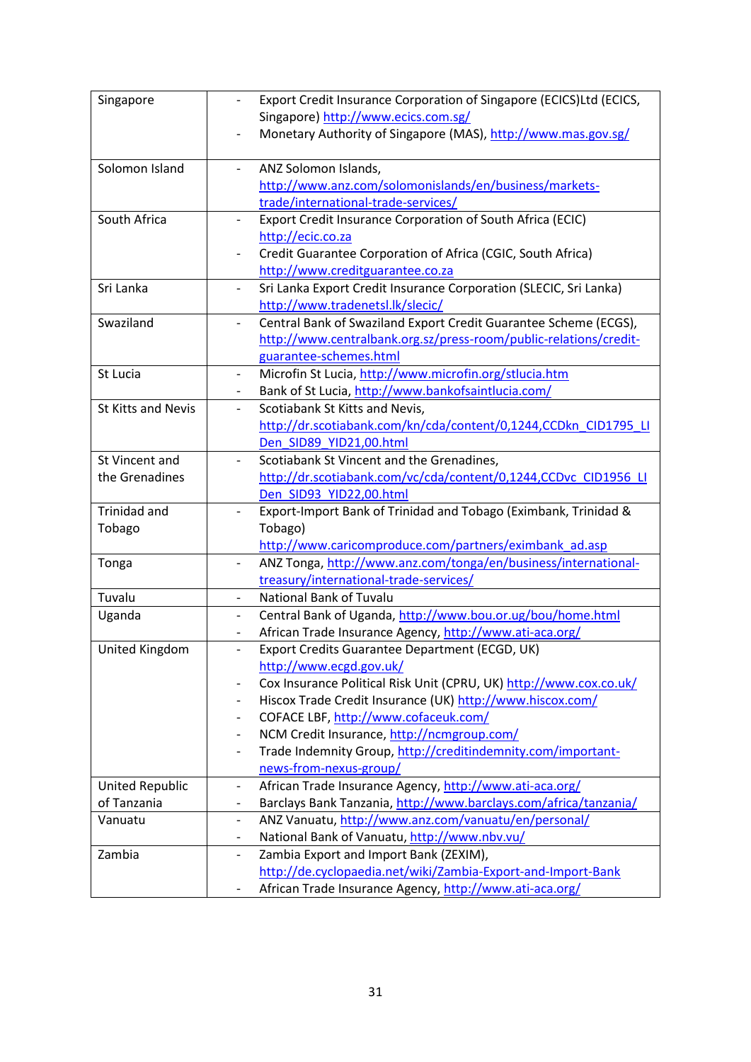| | |
|---|---|
| Singapore | - Export Credit Insurance Corporation of Singapore (ECICS)Ltd (ECICS, Singapore) http://www.ecics.com.sg/<br>- Monetary Authority of Singapore (MAS), http://www.mas.gov.sg/ |
| Solomon Island | - ANZ Solomon Islands, http://www.anz.com/solomonislands/en/business/markets-trade/international-trade-services/ |
| South Africa | - Export Credit Insurance Corporation of South Africa (ECIC) http://ecic.co.za<br>- Credit Guarantee Corporation of Africa (CGIC, South Africa) http://www.creditguarantee.co.za |
| Sri Lanka | - Sri Lanka Export Credit Insurance Corporation (SLECIC, Sri Lanka) http://www.tradenetsl.lk/slecic/ |
| Swaziland | - Central Bank of Swaziland Export Credit Guarantee Scheme (ECGS), http://www.centralbank.org.sz/press-room/public-relations/credit-guarantee-schemes.html |
| St Lucia | - Microfin St Lucia, http://www.microfin.org/stlucia.htm<br>- Bank of St Lucia, http://www.bankofsaintlucia.com/ |
| St Kitts and Nevis | - Scotiabank St Kitts and Nevis, http://dr.scotiabank.com/kn/cda/content/0,1244,CCDkn_CID1795_LIDen_SID89_YID21,00.html |
| St Vincent and the Grenadines | - Scotiabank St Vincent and the Grenadines, http://dr.scotiabank.com/vc/cda/content/0,1244,CCDvc_CID1956_LIDen_SID93_YID22,00.html |
| Trinidad and Tobago | - Export-Import Bank of Trinidad and Tobago (Eximbank, Trinidad & Tobago) http://www.caricomproduce.com/partners/eximbank_ad.asp |
| Tonga | - ANZ Tonga, http://www.anz.com/tonga/en/business/international-treasury/international-trade-services/ |
| Tuvalu | - National Bank of Tuvalu |
| Uganda | - Central Bank of Uganda, http://www.bou.or.ug/bou/home.html<br>- African Trade Insurance Agency, http://www.ati-aca.org/ |
| United Kingdom | - Export Credits Guarantee Department (ECGD, UK) http://www.ecgd.gov.uk/<br>- Cox Insurance Political Risk Unit (CPRU, UK) http://www.cox.co.uk/<br>- Hiscox Trade Credit Insurance (UK) http://www.hiscox.com/<br>- COFACE LBF, http://www.cofaceuk.com/<br>- NCM Credit Insurance, http://ncmgroup.com/<br>- Trade Indemnity Group, http://creditindemnity.com/important-news-from-nexus-group/ |
| United Republic of Tanzania | - African Trade Insurance Agency, http://www.ati-aca.org/<br>- Barclays Bank Tanzania, http://www.barclays.com/africa/tanzania/ |
| Vanuatu | - ANZ Vanuatu, http://www.anz.com/vanuatu/en/personal/<br>- National Bank of Vanuatu, http://www.nbv.vu/ |
| Zambia | - Zambia Export and Import Bank (ZEXIM), http://de.cyclopaedia.net/wiki/Zambia-Export-and-Import-Bank<br>- African Trade Insurance Agency, http://www.ati-aca.org/ |